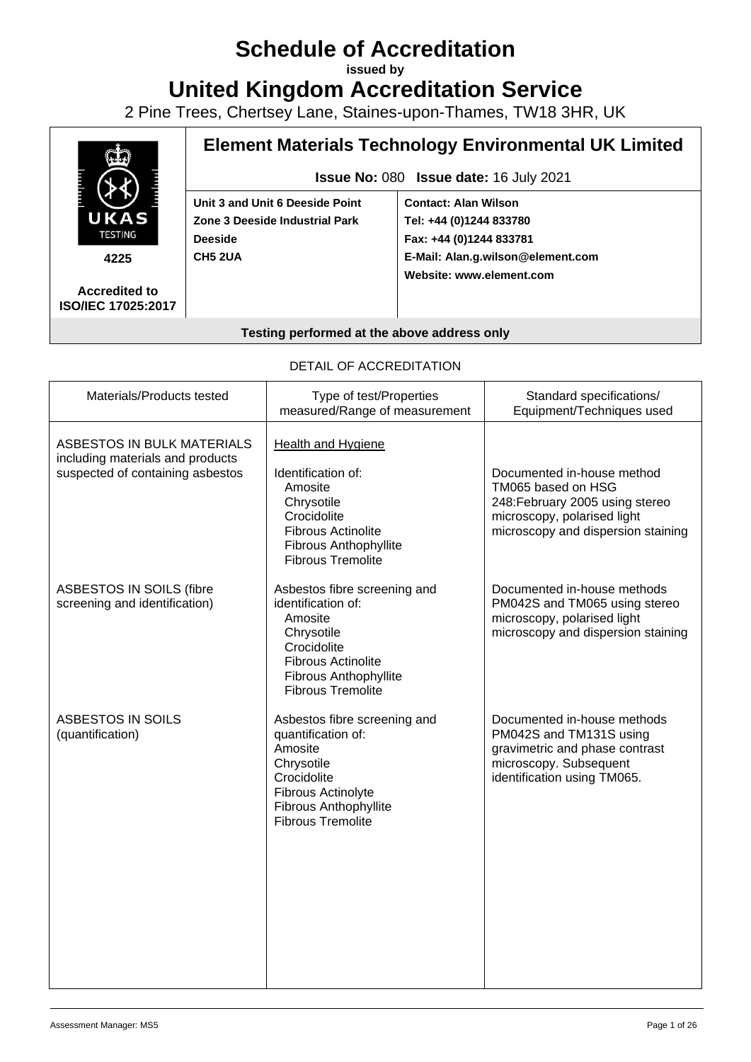# Schedule of Accreditation

**issued by**

# United Kingdom Accreditation Service

2 Pine Trees, Chertsey Lane, Staines-upon-Thames, TW18 3HR, UK

4225

**Accredited to ISO/IEC 17025:2017**

## Element Materials Technology Environmental UK Limited

**Issue No:** 080 **Issue date:** 16 July 2021

| | |
|---|---|
| **Unit 3 and Unit 6 Deeside Point** | **Contact: Alan Wilson** |
| **Zone 3 Deeside Industrial Park** | **Tel: +44 (0)1244 833780** |
| **Deeside** | **Fax: +44 (0)1244 833781** |
| **CH5 2UA** | **E-Mail: Alan.g.wilson@element.com** |
| | **Website: www.element.com** |

**Testing performed at the above address only**

DETAIL OF ACCREDITATION

| Materials/Products tested | Type of test/Properties measured/Range of measurement | Standard specifications/ Equipment/Techniques used |
|---|---|---|
| ASBESTOS IN BULK MATERIALS including materials and products suspected of containing asbestos | Health and Hygiene<br><br>Identification of:<br>Amosite<br>Chrysotile<br>Crocidolite<br>Fibrous Actinolite<br>Fibrous Anthophyllite<br>Fibrous Tremolite | Documented in-house method TM065 based on HSG 248:February 2005 using stereo microscopy, polarised light microscopy and dispersion staining |
| ASBESTOS IN SOILS (fibre screening and identification) | Asbestos fibre screening and identification of:<br>Amosite<br>Chrysotile<br>Crocidolite<br>Fibrous Actinolite<br>Fibrous Anthophyllite<br>Fibrous Tremolite | Documented in-house methods PM042S and TM065 using stereo microscopy, polarised light microscopy and dispersion staining |
| ASBESTOS IN SOILS (quantification) | Asbestos fibre screening and quantification of:<br>Amosite<br>Chrysotile<br>Crocidolite<br>Fibrous Actinolyte<br>Fibrous Anthophyllite<br>Fibrous Tremolite | Documented in-house methods PM042S and TM131S using gravimetric and phase contrast microscopy. Subsequent identification using TM065. |

Assessment Manager: MS5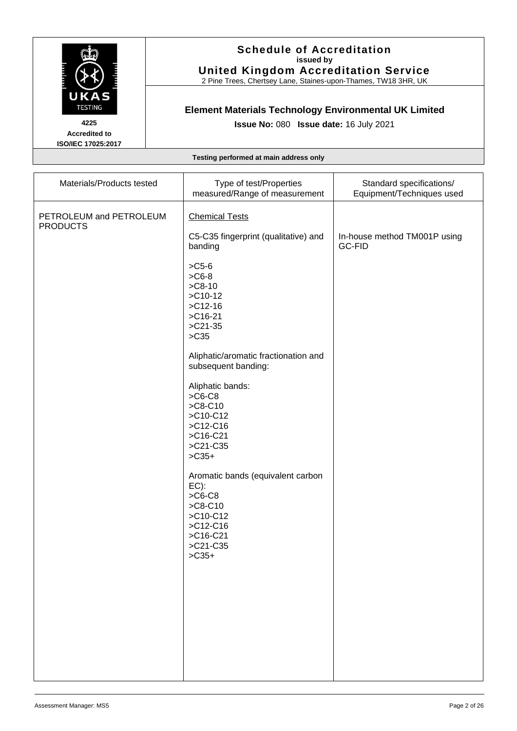# Schedule of Accreditation
**issued by**
**United Kingdom Accreditation Service**
2 Pine Trees, Chertsey Lane, Staines-upon-Thames, TW18 3HR, UK

**4225**
**Accredited to**
**ISO/IEC 17025:2017**

## Element Materials Technology Environmental UK Limited

**Issue No:** 080 **Issue date:** 16 July 2021

**Testing performed at main address only**

| Materials/Products tested | Type of test/Properties measured/Range of measurement | Standard specifications/ Equipment/Techniques used |
|---|---|---|
| PETROLEUM and PETROLEUM PRODUCTS | Chemical Tests | |
| | C5-C35 fingerprint (qualitative) and banding | In-house method TM001P using GC-FID |
| | >C5-6<br>>C6-8<br>>C8-10<br>>C10-12<br>>C12-16<br>>C16-21<br>>C21-35<br>>C35 | |
| | Aliphatic/aromatic fractionation and subsequent banding: | |
| | Aliphatic bands:<br>>C6-C8<br>>C8-C10<br>>C10-C12<br>>C12-C16<br>>C16-C21<br>>C21-C35<br>>C35+ | |
| | Aromatic bands (equivalent carbon EC):<br>>C6-C8<br>>C8-C10<br>>C10-C12<br>>C12-C16<br>>C16-C21<br>>C21-C35<br>>C35+ | |

Assessment Manager: MS5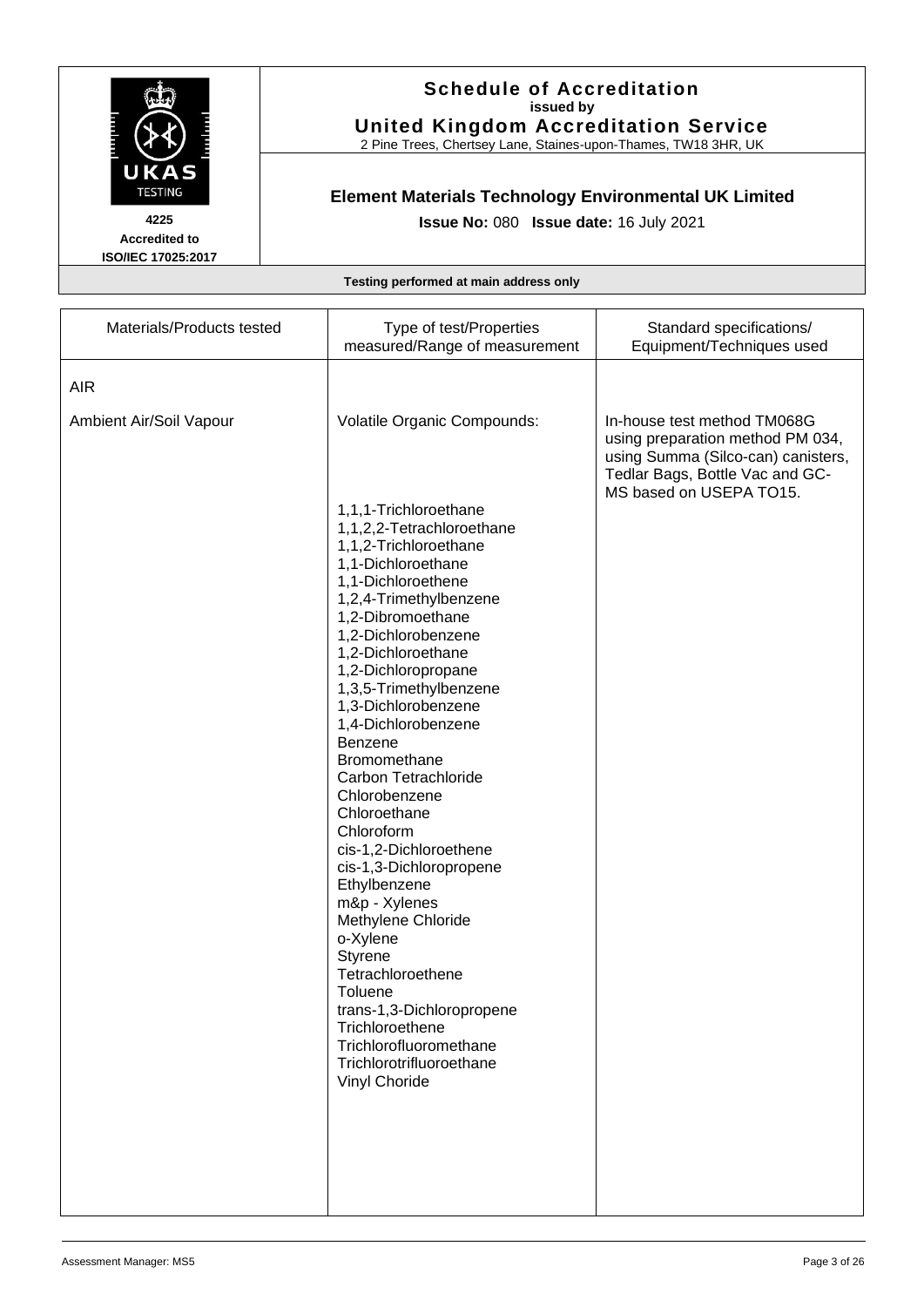# Schedule of Accreditation

**issued by**

**United Kingdom Accreditation Service**

2 Pine Trees, Chertsey Lane, Staines-upon-Thames, TW18 3HR, UK

**4225**
**Accredited to**
**ISO/IEC 17025:2017**

## Element Materials Technology Environmental UK Limited

**Issue No:** 080 **Issue date:** 16 July 2021

**Testing performed at main address only**

| Materials/Products tested | Type of test/Properties measured/Range of measurement | Standard specifications/ Equipment/Techniques used |
|---|---|---|
| AIR | | |
| Ambient Air/Soil Vapour | Volatile Organic Compounds: | In-house test method TM068G using preparation method PM 034, using Summa (Silco-can) canisters, Tedlar Bags, Bottle Vac and GC-MS based on USEPA TO15. |
| | 1,1,1-Trichloroethane<br>1,1,2,2-Tetrachloroethane<br>1,1,2-Trichloroethane<br>1,1-Dichloroethane<br>1,1-Dichloroethene<br>1,2,4-Trimethylbenzene<br>1,2-Dibromoethane<br>1,2-Dichlorobenzene<br>1,2-Dichloroethane<br>1,2-Dichloropropane<br>1,3,5-Trimethylbenzene<br>1,3-Dichlorobenzene<br>1,4-Dichlorobenzene<br>Benzene<br>Bromomethane<br>Carbon Tetrachloride<br>Chlorobenzene<br>Chloroethane<br>Chloroform<br>cis-1,2-Dichloroethene<br>cis-1,3-Dichloropropene<br>Ethylbenzene<br>m&p - Xylenes<br>Methylene Chloride<br>o-Xylene<br>Styrene<br>Tetrachloroethene<br>Toluene<br>trans-1,3-Dichloropropene<br>Trichloroethene<br>Trichlorofluoromethane<br>Trichlorotrifluoroethane<br>Vinyl Choride | |

Assessment Manager: MS5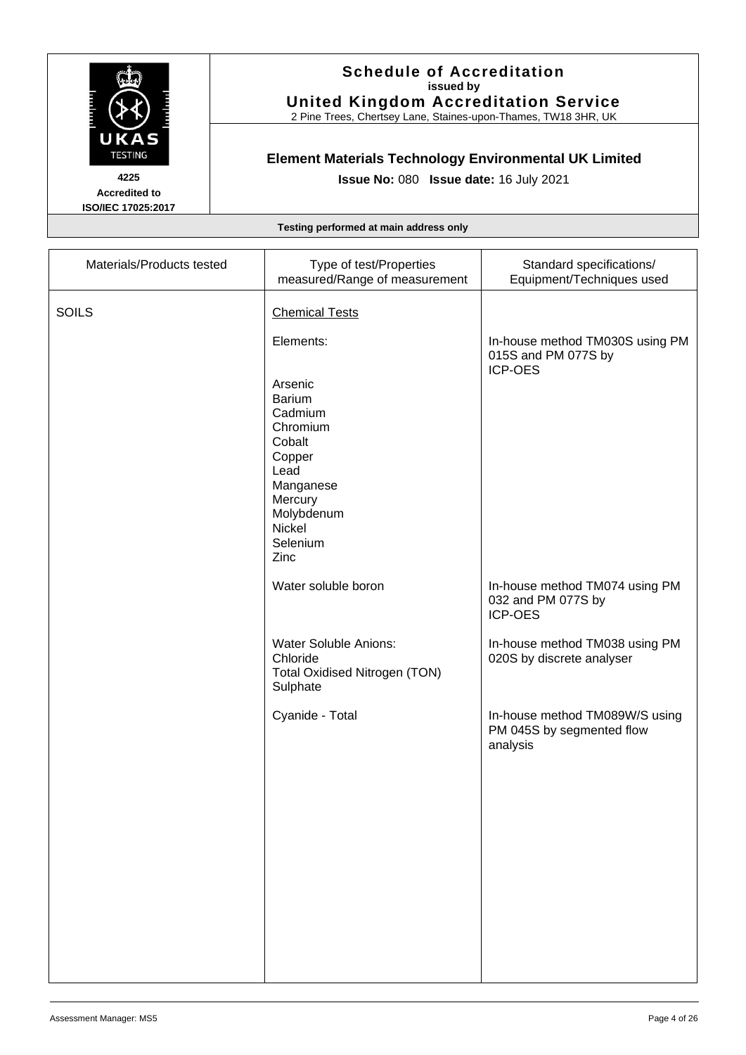# Schedule of Accreditation
**issued by**
**United Kingdom Accreditation Service**
2 Pine Trees, Chertsey Lane, Staines-upon-Thames, TW18 3HR, UK

**4225**
**Accredited to ISO/IEC 17025:2017**

## Element Materials Technology Environmental UK Limited

**Issue No:** 080 **Issue date:** 16 July 2021

**Testing performed at main address only**

| Materials/Products tested | Type of test/Properties measured/Range of measurement | Standard specifications/ Equipment/Techniques used |
|---|---|---|
| SOILS | Chemical Tests | |
| | Elements: | In-house method TM030S using PM 015S and PM 077S by ICP-OES |
| | Arsenic<br>Barium<br>Cadmium<br>Chromium<br>Cobalt<br>Copper<br>Lead<br>Manganese<br>Mercury<br>Molybdenum<br>Nickel<br>Selenium<br>Zinc | |
| | Water soluble boron | In-house method TM074 using PM 032 and PM 077S by ICP-OES |
| | Water Soluble Anions:<br>Chloride<br>Total Oxidised Nitrogen (TON)<br>Sulphate | In-house method TM038 using PM 020S by discrete analyser |
| | Cyanide - Total | In-house method TM089W/S using PM 045S by segmented flow analysis |

Assessment Manager: MS5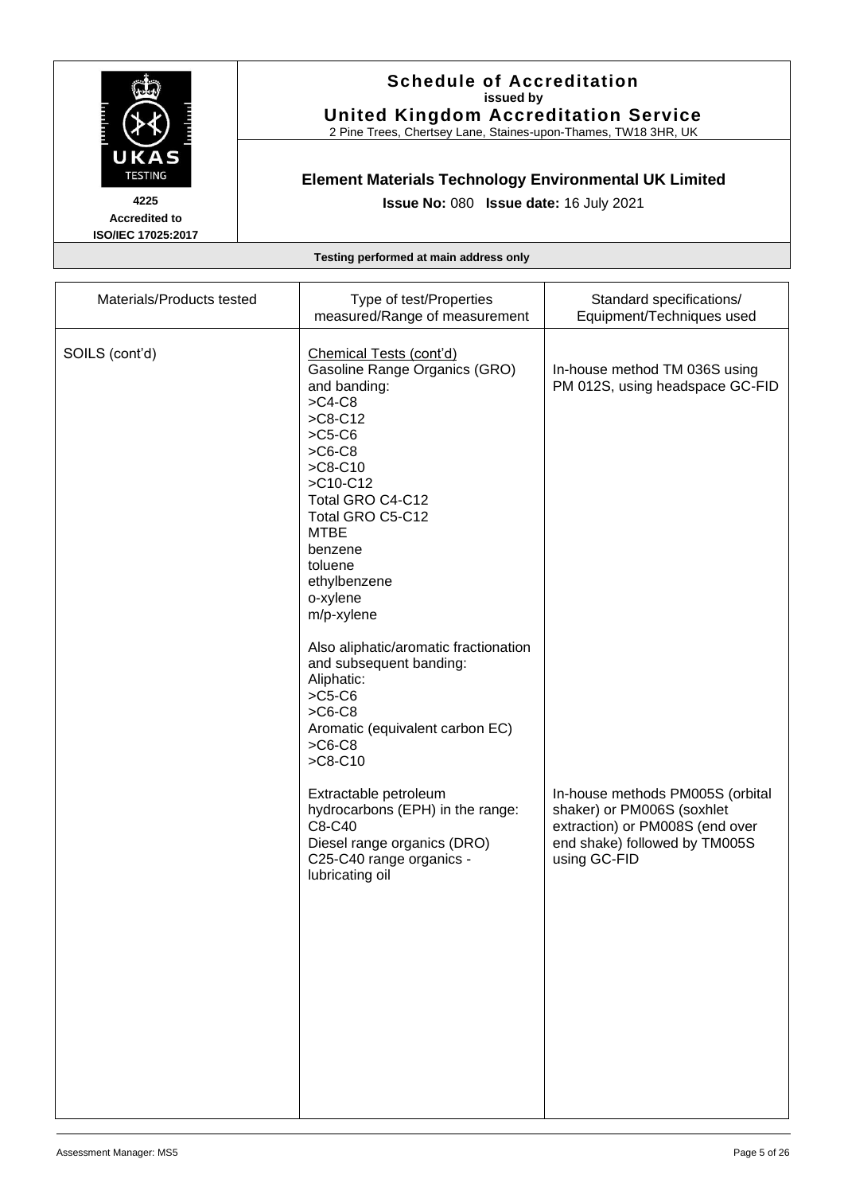# Schedule of Accreditation
**issued by**
**United Kingdom Accreditation Service**
2 Pine Trees, Chertsey Lane, Staines-upon-Thames, TW18 3HR, UK

4225
Accredited to
ISO/IEC 17025:2017

## Element Materials Technology Environmental UK Limited

**Issue No:** 080 **Issue date:** 16 July 2021

**Testing performed at main address only**

| Materials/Products tested | Type of test/Properties measured/Range of measurement | Standard specifications/ Equipment/Techniques used |
|---|---|---|
| SOILS (cont'd) | Chemical Tests (cont'd)<br>Gasoline Range Organics (GRO) and banding:<br>>C4-C8<br>>C8-C12<br>>C5-C6<br>>C6-C8<br>>C8-C10<br>>C10-C12<br>Total GRO C4-C12<br>Total GRO C5-C12<br>MTBE<br>benzene<br>toluene<br>ethylbenzene<br>o-xylene<br>m/p-xylene<br><br>Also aliphatic/aromatic fractionation and subsequent banding:<br>Aliphatic:<br>>C5-C6<br>>C6-C8<br>Aromatic (equivalent carbon EC)<br>>C6-C8<br>>C8-C10 | In-house method TM 036S using PM 012S, using headspace GC-FID |
| | Extractable petroleum hydrocarbons (EPH) in the range: C8-C40<br>Diesel range organics (DRO)<br>C25-C40 range organics - lubricating oil | In-house methods PM005S (orbital shaker) or PM006S (soxhlet extraction) or PM008S (end over end shake) followed by TM005S using GC-FID |

Assessment Manager: MS5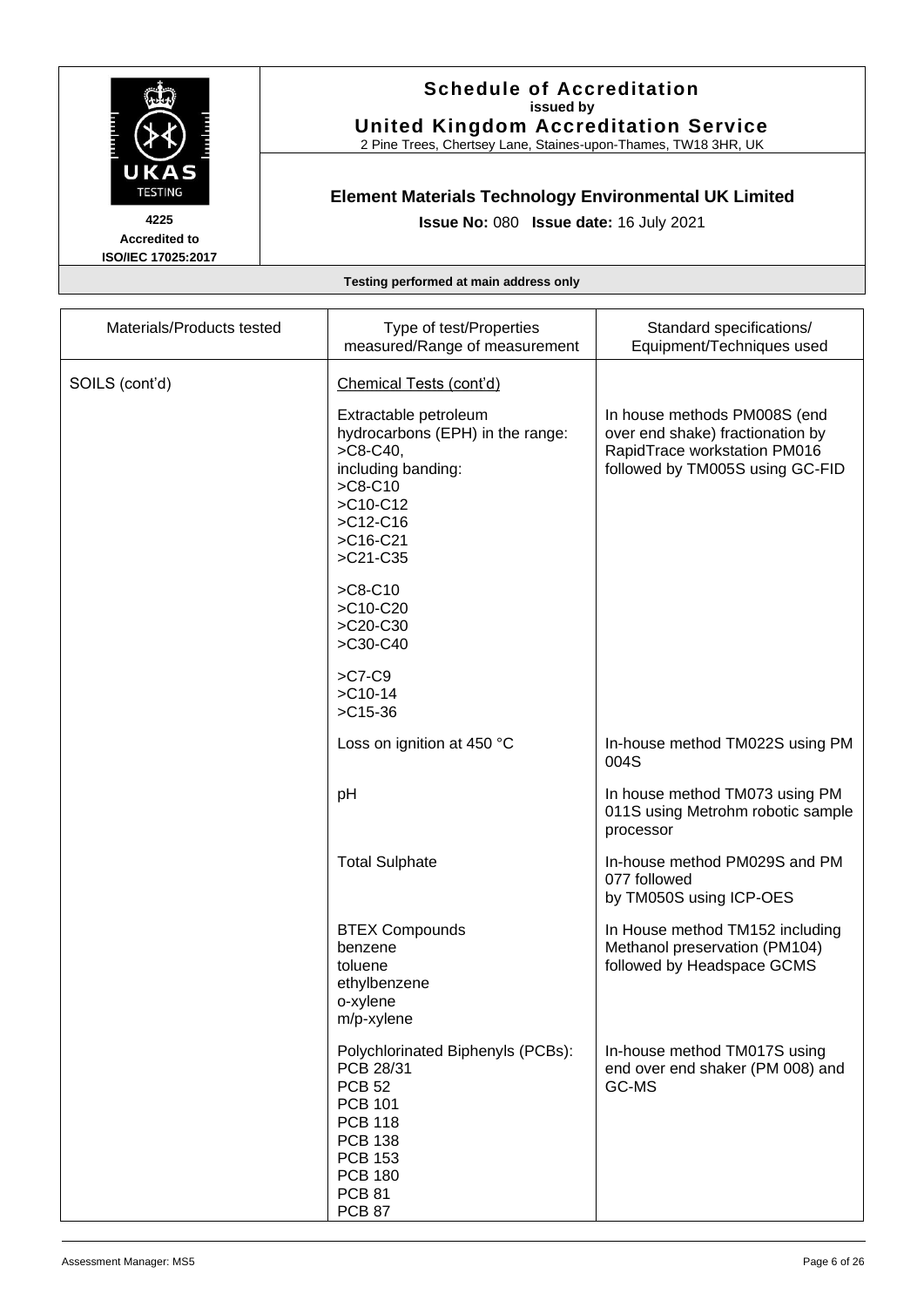**Schedule of Accreditation**
**issued by**
**United Kingdom Accreditation Service**
2 Pine Trees, Chertsey Lane, Staines-upon-Thames, TW18 3HR, UK

**4225**
**Accredited to**
**ISO/IEC 17025:2017**

## Element Materials Technology Environmental UK Limited

**Issue No:** 080 **Issue date:** 16 July 2021

**Testing performed at main address only**

| Materials/Products tested | Type of test/Properties measured/Range of measurement | Standard specifications/ Equipment/Techniques used |
|---|---|---|
| SOILS (cont'd) | <u>Chemical Tests (cont'd)</u> | |
| | Extractable petroleum hydrocarbons (EPH) in the range: >C8-C40, including banding: >C8-C10 >C10-C12 >C12-C16 >C16-C21 >C21-C35<br><br>>C8-C10 >C10-C20 >C20-C30 >C30-C40<br><br>>C7-C9 >C10-14 >C15-36 | In house methods PM008S (end over end shake) fractionation by RapidTrace workstation PM016 followed by TM005S using GC-FID |
| | Loss on ignition at 450 °C | In-house method TM022S using PM 004S |
| | pH | In house method TM073 using PM 011S using Metrohm robotic sample processor |
| | Total Sulphate | In-house method PM029S and PM 077 followed by TM050S using ICP-OES |
| | BTEX Compounds benzene toluene ethylbenzene o-xylene m/p-xylene | In House method TM152 including Methanol preservation (PM104) followed by Headspace GCMS |
| | Polychlorinated Biphenyls (PCBs): PCB 28/31 PCB 52 PCB 101 PCB 118 PCB 138 PCB 153 PCB 180 PCB 81 PCB 87 | In-house method TM017S using end over end shaker (PM 008) and GC-MS |

Assessment Manager: MS5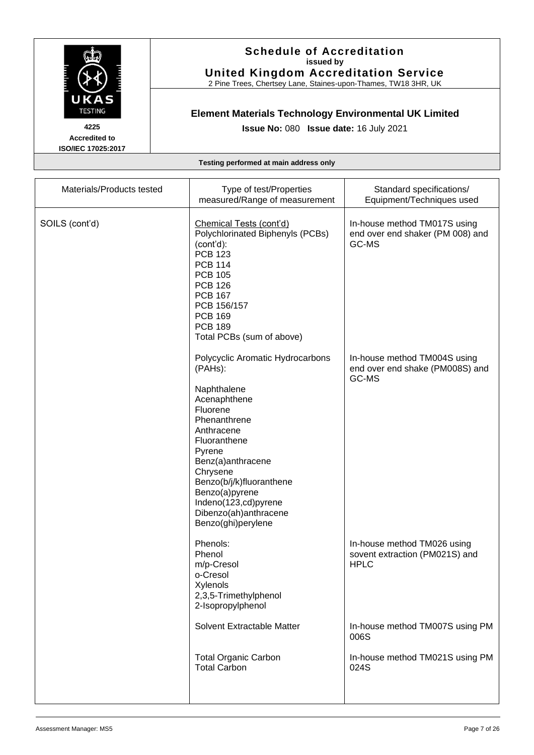**Schedule of Accreditation**
**issued by**
**United Kingdom Accreditation Service**
2 Pine Trees, Chertsey Lane, Staines-upon-Thames, TW18 3HR, UK

**4225**
**Accredited to**
**ISO/IEC 17025:2017**

**Element Materials Technology Environmental UK Limited**

**Issue No:** 080 **Issue date:** 16 July 2021

**Testing performed at main address only**

| Materials/Products tested | Type of test/Properties measured/Range of measurement | Standard specifications/ Equipment/Techniques used |
|---|---|---|
| SOILS (cont'd) | Chemical Tests (cont'd)<br>Polychlorinated Biphenyls (PCBs) (cont'd):<br>PCB 123<br>PCB 114<br>PCB 105<br>PCB 126<br>PCB 167<br>PCB 156/157<br>PCB 169<br>PCB 189<br>Total PCBs (sum of above) | In-house method TM017S using end over end shaker (PM 008) and GC-MS |
| | Polycyclic Aromatic Hydrocarbons (PAHs):<br><br>Naphthalene<br>Acenaphthene<br>Fluorene<br>Phenanthrene<br>Anthracene<br>Fluoranthene<br>Pyrene<br>Benz(a)anthracene<br>Chrysene<br>Benzo(b/j/k)fluoranthene<br>Benzo(a)pyrene<br>Indeno(123,cd)pyrene<br>Dibenzo(ah)anthracene<br>Benzo(ghi)perylene | In-house method TM004S using end over end shake (PM008S) and GC-MS |
| | Phenols:<br>Phenol<br>m/p-Cresol<br>o-Cresol<br>Xylenols<br>2,3,5-Trimethylphenol<br>2-Isopropylphenol | In-house method TM026 using sovent extraction (PM021S) and HPLC |
| | Solvent Extractable Matter | In-house method TM007S using PM 006S |
| | Total Organic Carbon<br>Total Carbon | In-house method TM021S using PM 024S |

Assessment Manager: MS5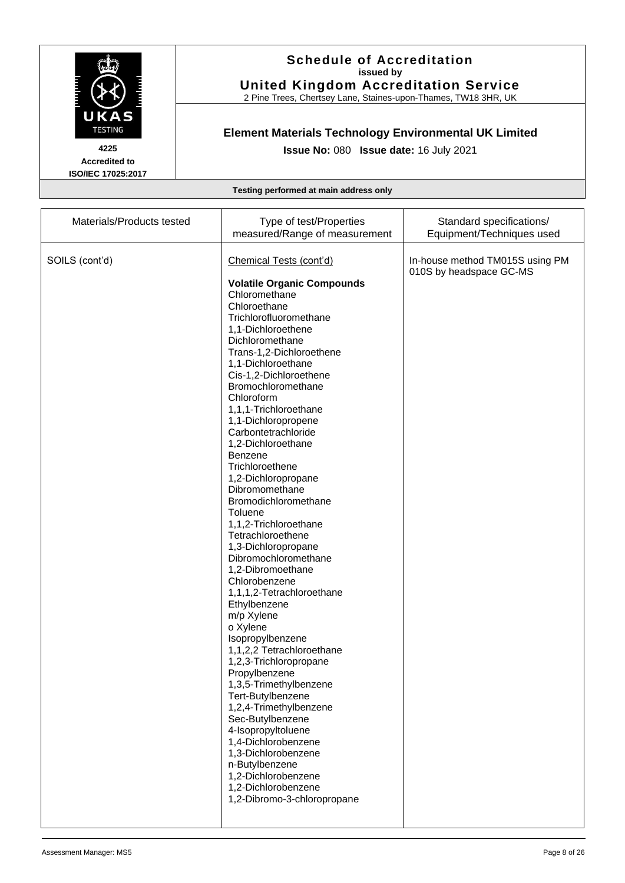# Schedule of Accreditation

**issued by**

**United Kingdom Accreditation Service**

2 Pine Trees, Chertsey Lane, Staines-upon-Thames, TW18 3HR, UK

**4225**
**Accredited to**
**ISO/IEC 17025:2017**

## Element Materials Technology Environmental UK Limited

**Issue No:** 080 **Issue date:** 16 July 2021

**Testing performed at main address only**

| Materials/Products tested | Type of test/Properties measured/Range of measurement | Standard specifications/ Equipment/Techniques used |
|---|---|---|
| SOILS (cont'd) | Chemical Tests (cont'd)<br><br>**Volatile Organic Compounds**<br>Chloromethane<br>Chloroethane<br>Trichlorofluoromethane<br>1,1-Dichloroethene<br>Dichloromethane<br>Trans-1,2-Dichloroethene<br>1,1-Dichloroethane<br>Cis-1,2-Dichloroethene<br>Bromochloromethane<br>Chloroform<br>1,1,1-Trichloroethane<br>1,1-Dichloropropene<br>Carbontetrachloride<br>1,2-Dichloroethane<br>Benzene<br>Trichloroethene<br>1,2-Dichloropropane<br>Dibromomethane<br>Bromodichloromethane<br>Toluene<br>1,1,2-Trichloroethane<br>Tetrachloroethene<br>1,3-Dichloropropane<br>Dibromochloromethane<br>1,2-Dibromoethane<br>Chlorobenzene<br>1,1,1,2-Tetrachloroethane<br>Ethylbenzene<br>m/p Xylene<br>o Xylene<br>Isopropylbenzene<br>1,1,2,2 Tetrachloroethane<br>1,2,3-Trichloropropane<br>Propylbenzene<br>1,3,5-Trimethylbenzene<br>Tert-Butylbenzene<br>1,2,4-Trimethylbenzene<br>Sec-Butylbenzene<br>4-Isopropyltoluene<br>1,4-Dichlorobenzene<br>1,3-Dichlorobenzene<br>n-Butylbenzene<br>1,2-Dichlorobenzene<br>1,2-Dichlorobenzene<br>1,2-Dibromo-3-chloropropane | In-house method TM015S using PM 010S by headspace GC-MS |

Assessment Manager: MS5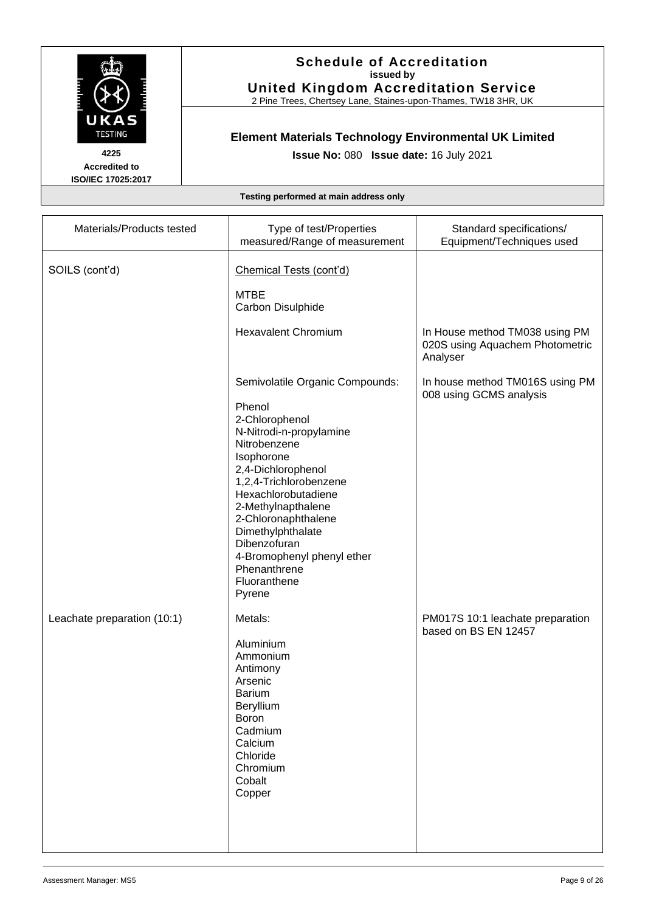**Schedule of Accreditation**
**issued by**
**United Kingdom Accreditation Service**
2 Pine Trees, Chertsey Lane, Staines-upon-Thames, TW18 3HR, UK

4225
Accredited to
ISO/IEC 17025:2017

**Element Materials Technology Environmental UK Limited**

**Issue No:** 080 **Issue date:** 16 July 2021

**Testing performed at main address only**

| Materials/Products tested | Type of test/Properties measured/Range of measurement | Standard specifications/ Equipment/Techniques used |
|---|---|---|
| SOILS (cont'd) | Chemical Tests (cont'd) | |
| | MTBE<br>Carbon Disulphide | |
| | Hexavalent Chromium | In House method TM038 using PM 020S using Aquachem Photometric Analyser |
| | Semivolatile Organic Compounds:<br><br>Phenol<br>2-Chlorophenol<br>N-Nitrodi-n-propylamine<br>Nitrobenzene<br>Isophorone<br>2,4-Dichlorophenol<br>1,2,4-Trichlorobenzene<br>Hexachlorobutadiene<br>2-Methylnapthalene<br>2-Chloronaphthalene<br>Dimethylphthalate<br>Dibenzofuran<br>4-Bromophenyl phenyl ether<br>Phenanthrene<br>Fluoranthene<br>Pyrene | In house method TM016S using PM 008 using GCMS analysis |
| Leachate preparation (10:1) | Metals:<br><br>Aluminium<br>Ammonium<br>Antimony<br>Arsenic<br>Barium<br>Beryllium<br>Boron<br>Cadmium<br>Calcium<br>Chloride<br>Chromium<br>Cobalt<br>Copper | PM017S 10:1 leachate preparation based on BS EN 12457 |

Assessment Manager: MS5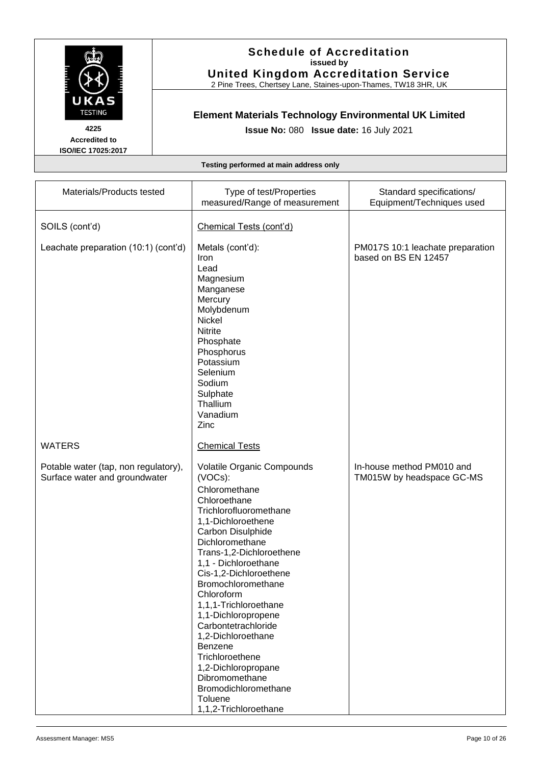**Schedule of Accreditation**
**issued by**
**United Kingdom Accreditation Service**
2 Pine Trees, Chertsey Lane, Staines-upon-Thames, TW18 3HR, UK

**4225**
**Accredited to**
**ISO/IEC 17025:2017**

## Element Materials Technology Environmental UK Limited

**Issue No:** 080 **Issue date:** 16 July 2021

**Testing performed at main address only**

| Materials/Products tested | Type of test/Properties measured/Range of measurement | Standard specifications/ Equipment/Techniques used |
|---|---|---|
| SOILS (cont'd) | Chemical Tests (cont'd) | |
| Leachate preparation (10:1) (cont'd) | Metals (cont'd):<br>Iron<br>Lead<br>Magnesium<br>Manganese<br>Mercury<br>Molybdenum<br>Nickel<br>Nitrite<br>Phosphate<br>Phosphorus<br>Potassium<br>Selenium<br>Sodium<br>Sulphate<br>Thallium<br>Vanadium<br>Zinc | PM017S 10:1 leachate preparation based on BS EN 12457 |
| WATERS | Chemical Tests | |
| Potable water (tap, non regulatory), Surface water and groundwater | Volatile Organic Compounds (VOCs):<br>Chloromethane<br>Chloroethane<br>Trichlorofluoromethane<br>1,1-Dichloroethene<br>Carbon Disulphide<br>Dichloromethane<br>Trans-1,2-Dichloroethene<br>1,1 - Dichloroethane<br>Cis-1,2-Dichloroethene<br>Bromochloromethane<br>Chloroform<br>1,1,1-Trichloroethane<br>1,1-Dichloropropene<br>Carbontetrachloride<br>1,2-Dichloroethane<br>Benzene<br>Trichloroethene<br>1,2-Dichloropropane<br>Dibromomethane<br>Bromodichloromethane<br>Toluene<br>1,1,2-Trichloroethane | In-house method PM010 and TM015W by headspace GC-MS |

Assessment Manager: MS5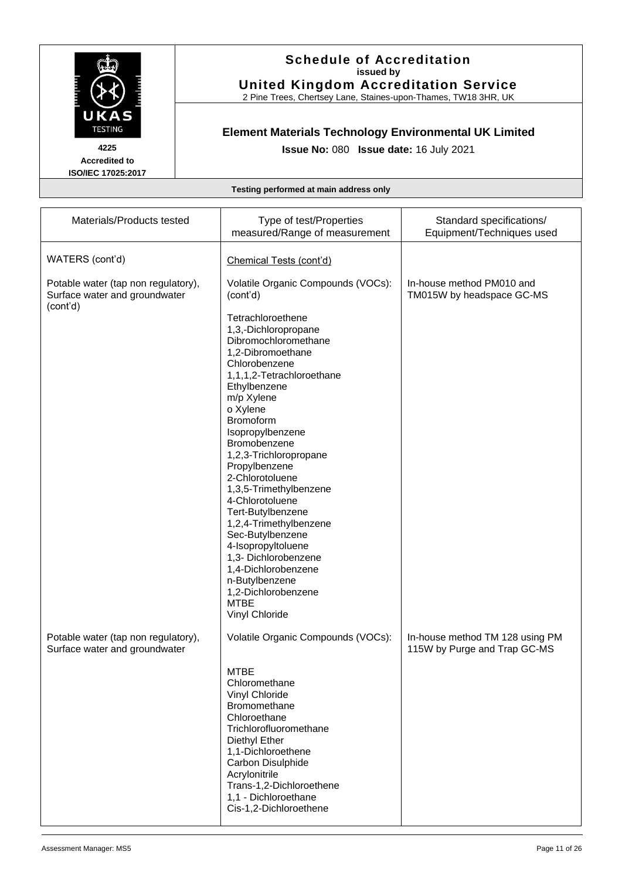**Schedule of Accreditation**
**issued by**
**United Kingdom Accreditation Service**
2 Pine Trees, Chertsey Lane, Staines-upon-Thames, TW18 3HR, UK

**4225**
**Accredited to**
**ISO/IEC 17025:2017**

## Element Materials Technology Environmental UK Limited

**Issue No:** 080 **Issue date:** 16 July 2021

**Testing performed at main address only**

| Materials/Products tested | Type of test/Properties measured/Range of measurement | Standard specifications/ Equipment/Techniques used |
|---|---|---|
| WATERS (cont'd) | Chemical Tests (cont'd) | |
| Potable water (tap non regulatory), Surface water and groundwater (cont'd) | Volatile Organic Compounds (VOCs): (cont'd)<br><br>Tetrachloroethene<br>1,3,-Dichloropropane<br>Dibromochloromethane<br>1,2-Dibromoethane<br>Chlorobenzene<br>1,1,1,2-Tetrachloroethane<br>Ethylbenzene<br>m/p Xylene<br>o Xylene<br>Bromoform<br>Isopropylbenzene<br>Bromobenzene<br>1,2,3-Trichloropropane<br>Propylbenzene<br>2-Chlorotoluene<br>1,3,5-Trimethylbenzene<br>4-Chlorotoluene<br>Tert-Butylbenzene<br>1,2,4-Trimethylbenzene<br>Sec-Butylbenzene<br>4-Isopropyltoluene<br>1,3- Dichlorobenzene<br>1,4-Dichlorobenzene<br>n-Butylbenzene<br>1,2-Dichlorobenzene<br>MTBE<br>Vinyl Chloride | In-house method PM010 and TM015W by headspace GC-MS |
| Potable water (tap non regulatory), Surface water and groundwater | Volatile Organic Compounds (VOCs):<br><br>MTBE<br>Chloromethane<br>Vinyl Chloride<br>Bromomethane<br>Chloroethane<br>Trichlorofluoromethane<br>Diethyl Ether<br>1,1-Dichloroethene<br>Carbon Disulphide<br>Acrylonitrile<br>Trans-1,2-Dichloroethene<br>1,1 - Dichloroethane<br>Cis-1,2-Dichloroethene | In-house method TM 128 using PM 115W by Purge and Trap GC-MS |

Assessment Manager: MS5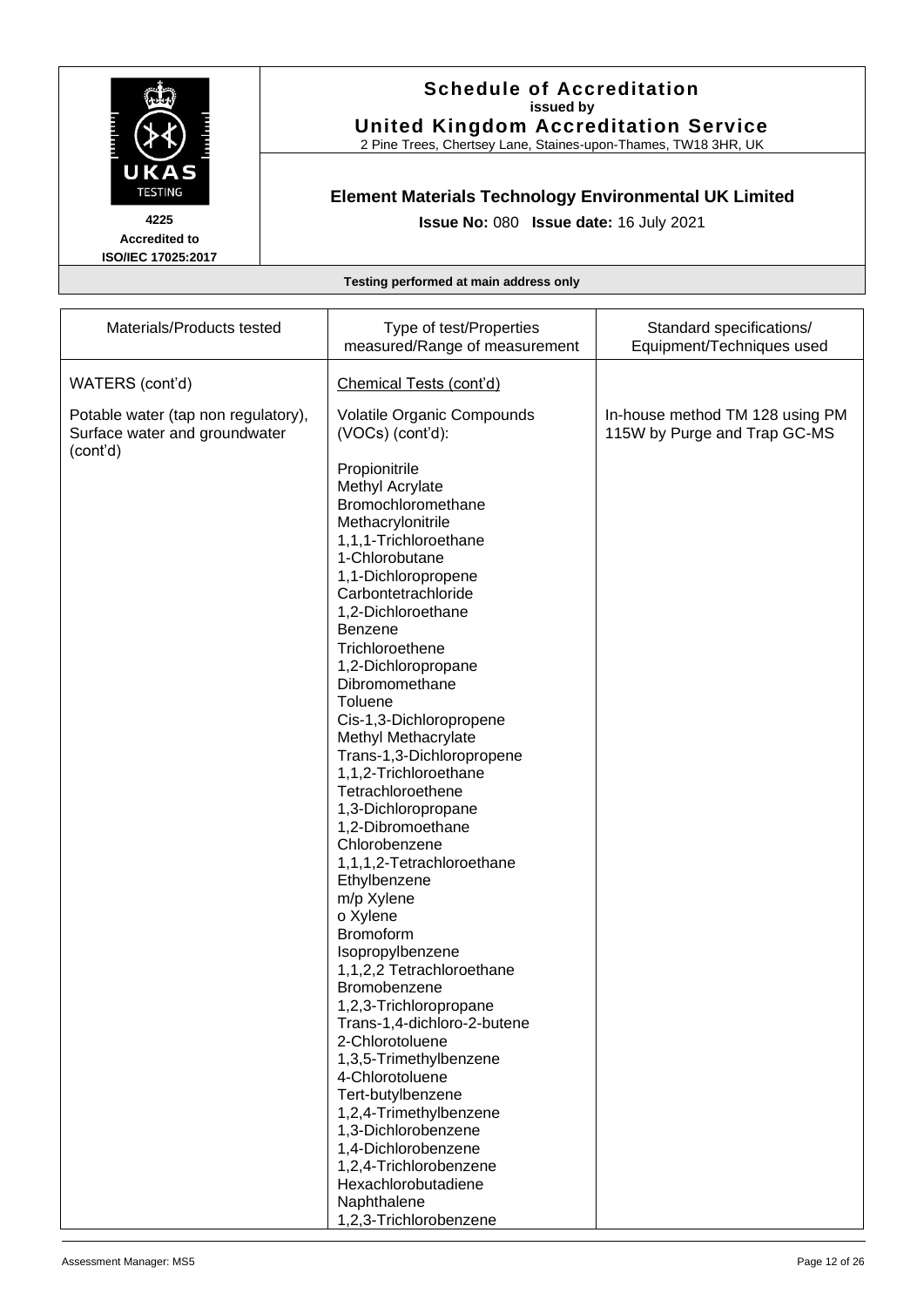# Schedule of Accreditation
**issued by**
**United Kingdom Accreditation Service**
2 Pine Trees, Chertsey Lane, Staines-upon-Thames, TW18 3HR, UK

**4225**
**Accredited to**
**ISO/IEC 17025:2017**

## Element Materials Technology Environmental UK Limited

**Issue No:** 080 **Issue date:** 16 July 2021

**Testing performed at main address only**

| Materials/Products tested | Type of test/Properties measured/Range of measurement | Standard specifications/ Equipment/Techniques used |
|---|---|---|
| WATERS (cont'd) | Chemical Tests (cont'd) | |
| Potable water (tap non regulatory), Surface water and groundwater (cont'd) | Volatile Organic Compounds (VOCs) (cont'd):<br><br>Propionitrile<br>Methyl Acrylate<br>Bromochloromethane<br>Methacrylonitrile<br>1,1,1-Trichloroethane<br>1-Chlorobutane<br>1,1-Dichloropropene<br>Carbontetrachloride<br>1,2-Dichloroethane<br>Benzene<br>Trichloroethene<br>1,2-Dichloropropane<br>Dibromomethane<br>Toluene<br>Cis-1,3-Dichloropropene<br>Methyl Methacrylate<br>Trans-1,3-Dichloropropene<br>1,1,2-Trichloroethane<br>Tetrachloroethene<br>1,3-Dichloropropane<br>1,2-Dibromoethane<br>Chlorobenzene<br>1,1,1,2-Tetrachloroethane<br>Ethylbenzene<br>m/p Xylene<br>o Xylene<br>Bromoform<br>Isopropylbenzene<br>1,1,2,2 Tetrachloroethane<br>Bromobenzene<br>1,2,3-Trichloropropane<br>Trans-1,4-dichloro-2-butene<br>2-Chlorotoluene<br>1,3,5-Trimethylbenzene<br>4-Chlorotoluene<br>Tert-butylbenzene<br>1,2,4-Trimethylbenzene<br>1,3-Dichlorobenzene<br>1,4-Dichlorobenzene<br>1,2,4-Trichlorobenzene<br>Hexachlorobutadiene<br>Naphthalene<br>1,2,3-Trichlorobenzene | In-house method TM 128 using PM 115W by Purge and Trap GC-MS |

Assessment Manager: MS5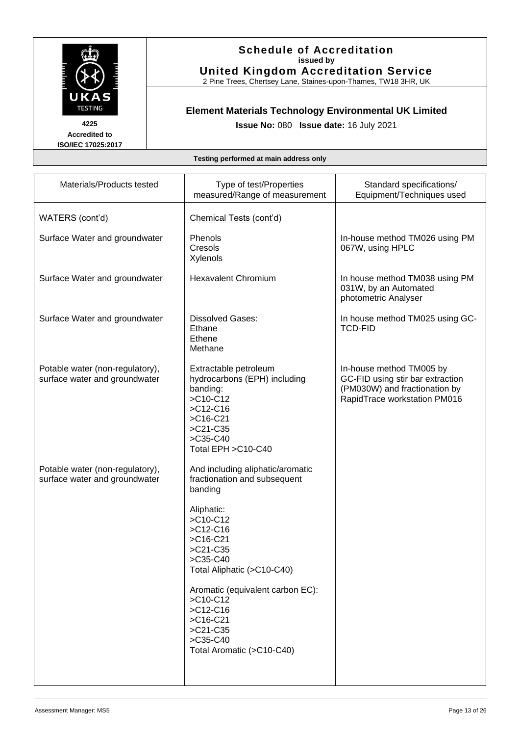# Schedule of Accreditation
**issued by**
**United Kingdom Accreditation Service**
2 Pine Trees, Chertsey Lane, Staines-upon-Thames, TW18 3HR, UK

**4225**
**Accredited to**
**ISO/IEC 17025:2017**

## Element Materials Technology Environmental UK Limited

**Issue No:** 080 **Issue date:** 16 July 2021

**Testing performed at main address only**

| Materials/Products tested | Type of test/Properties measured/Range of measurement | Standard specifications/ Equipment/Techniques used |
|---|---|---|
| WATERS (cont'd) | <u>Chemical Tests (cont'd)</u> | |
| Surface Water and groundwater | Phenols<br>Cresols<br>Xylenols | In-house method TM026 using PM 067W, using HPLC |
| Surface Water and groundwater | Hexavalent Chromium | In house method TM038 using PM 031W, by an Automated photometric Analyser |
| Surface Water and groundwater | Dissolved Gases:<br>Ethane<br>Ethene<br>Methane | In house method TM025 using GC-TCD-FID |
| Potable water (non-regulatory), surface water and groundwater | Extractable petroleum hydrocarbons (EPH) including banding:<br>>C10-C12<br>>C12-C16<br>>C16-C21<br>>C21-C35<br>>C35-C40<br>Total EPH >C10-C40 | In-house method TM005 by GC-FID using stir bar extraction (PM030W) and fractionation by RapidTrace workstation PM016 |
| Potable water (non-regulatory), surface water and groundwater | And including aliphatic/aromatic fractionation and subsequent banding<br><br>Aliphatic:<br>>C10-C12<br>>C12-C16<br>>C16-C21<br>>C21-C35<br>>C35-C40<br>Total Aliphatic (>C10-C40)<br><br>Aromatic (equivalent carbon EC):<br>>C10-C12<br>>C12-C16<br>>C16-C21<br>>C21-C35<br>>C35-C40<br>Total Aromatic (>C10-C40) | |

Assessment Manager: MS5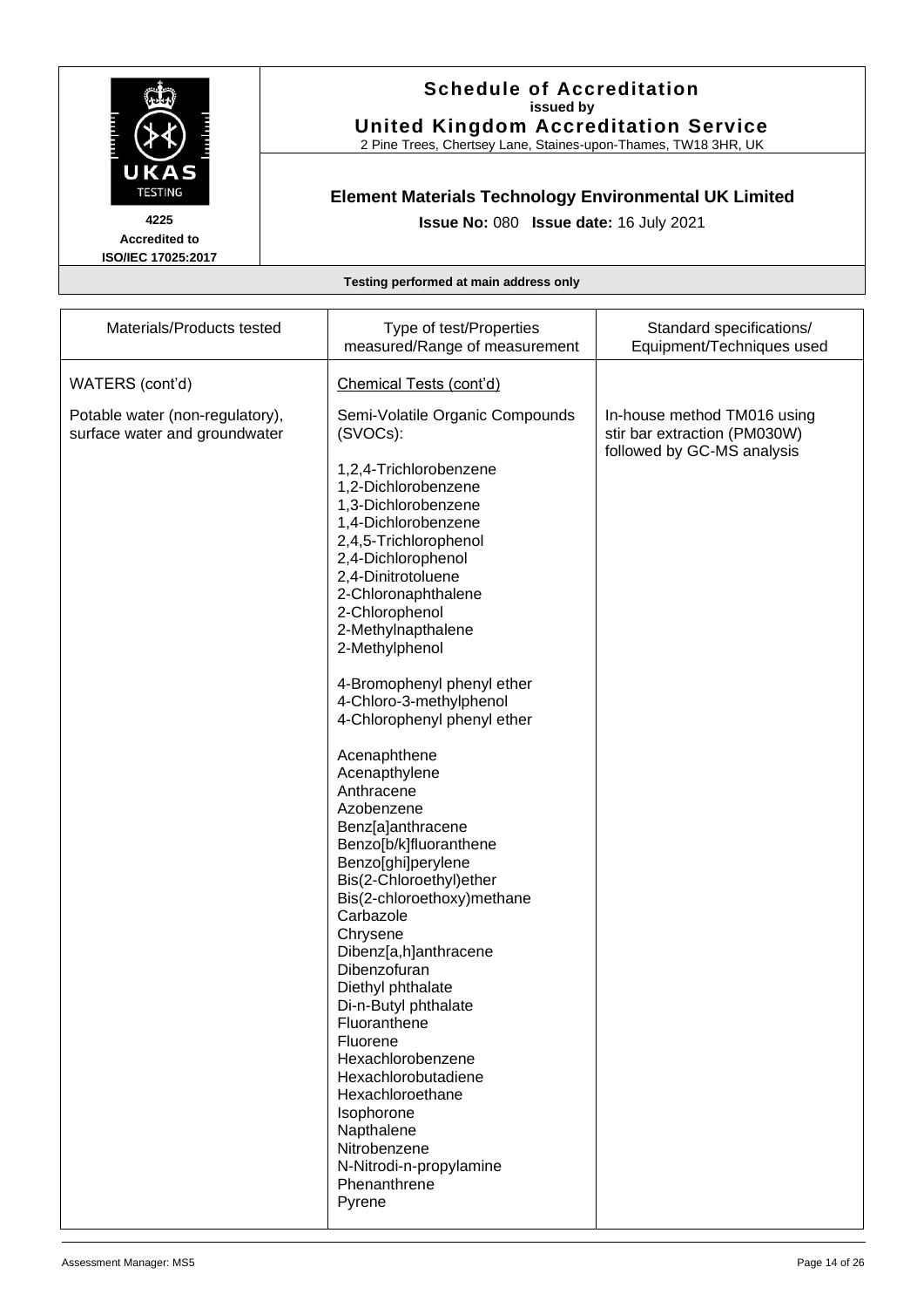# Schedule of Accreditation
**issued by**
**United Kingdom Accreditation Service**
2 Pine Trees, Chertsey Lane, Staines-upon-Thames, TW18 3HR, UK

**4225**
**Accredited to ISO/IEC 17025:2017**

## Element Materials Technology Environmental UK Limited

**Issue No:** 080 **Issue date:** 16 July 2021

**Testing performed at main address only**

| Materials/Products tested | Type of test/Properties measured/Range of measurement | Standard specifications/ Equipment/Techniques used |
|---|---|---|
| WATERS (cont'd) | Chemical Tests (cont'd) | |
| Potable water (non-regulatory), surface water and groundwater | Semi-Volatile Organic Compounds (SVOCs):<br><br>1,2,4-Trichlorobenzene<br>1,2-Dichlorobenzene<br>1,3-Dichlorobenzene<br>1,4-Dichlorobenzene<br>2,4,5-Trichlorophenol<br>2,4-Dichlorophenol<br>2,4-Dinitrotoluene<br>2-Chloronaphthalene<br>2-Chlorophenol<br>2-Methylnapthalene<br>2-Methylphenol<br><br>4-Bromophenyl phenyl ether<br>4-Chloro-3-methylphenol<br>4-Chlorophenyl phenyl ether<br><br>Acenaphthene<br>Acenapthylene<br>Anthracene<br>Azobenzene<br>Benz[a]anthracene<br>Benzo[b/k]fluoranthene<br>Benzo[ghi]perylene<br>Bis(2-Chloroethyl)ether<br>Bis(2-chloroethoxy)methane<br>Carbazole<br>Chrysene<br>Dibenz[a,h]anthracene<br>Dibenzofuran<br>Diethyl phthalate<br>Di-n-Butyl phthalate<br>Fluoranthene<br>Fluorene<br>Hexachlorobenzene<br>Hexachlorobutadiene<br>Hexachloroethane<br>Isophorone<br>Napthalene<br>Nitrobenzene<br>N-Nitrodi-n-propylamine<br>Phenanthrene<br>Pyrene | In-house method TM016 using stir bar extraction (PM030W) followed by GC-MS analysis |

Assessment Manager: MS5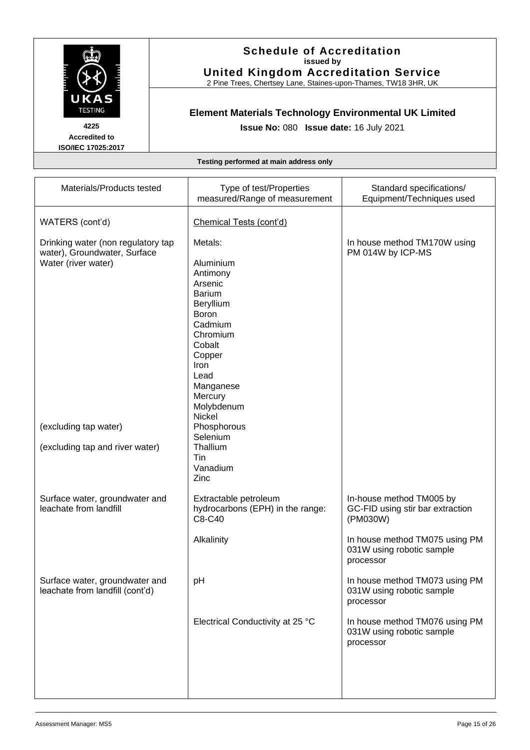# Schedule of Accreditation
**issued by**
**United Kingdom Accreditation Service**
2 Pine Trees, Chertsey Lane, Staines-upon-Thames, TW18 3HR, UK

UKAS TESTING
**4225**
**Accredited to ISO/IEC 17025:2017**

## Element Materials Technology Environmental UK Limited

**Issue No:** 080 **Issue date:** 16 July 2021

**Testing performed at main address only**

| Materials/Products tested | Type of test/Properties measured/Range of measurement | Standard specifications/ Equipment/Techniques used |
|---|---|---|
| WATERS (cont'd) | <u>Chemical Tests (cont'd)</u> | |
| Drinking water (non regulatory tap water), Groundwater, Surface Water (river water) | Metals:<br><br>Aluminium<br>Antimony<br>Arsenic<br>Barium<br>Beryllium<br>Boron<br>Cadmium<br>Chromium<br>Cobalt<br>Copper<br>Iron<br>Lead<br>Manganese<br>Mercury<br>Molybdenum<br>Nickel | In house method TM170W using PM 014W by ICP-MS |
| (excluding tap water) | Phosphorous<br>Selenium | |
| (excluding tap and river water) | Thallium | |
| | Tin<br>Vanadium<br>Zinc | |
| Surface water, groundwater and leachate from landfill | Extractable petroleum hydrocarbons (EPH) in the range: C8-C40 | In-house method TM005 by GC-FID using stir bar extraction (PM030W) |
| | Alkalinity | In house method TM075 using PM 031W using robotic sample processor |
| Surface water, groundwater and leachate from landfill (cont'd) | pH | In house method TM073 using PM 031W using robotic sample processor |
| | Electrical Conductivity at 25 °C | In house method TM076 using PM 031W using robotic sample processor |

Assessment Manager: MS5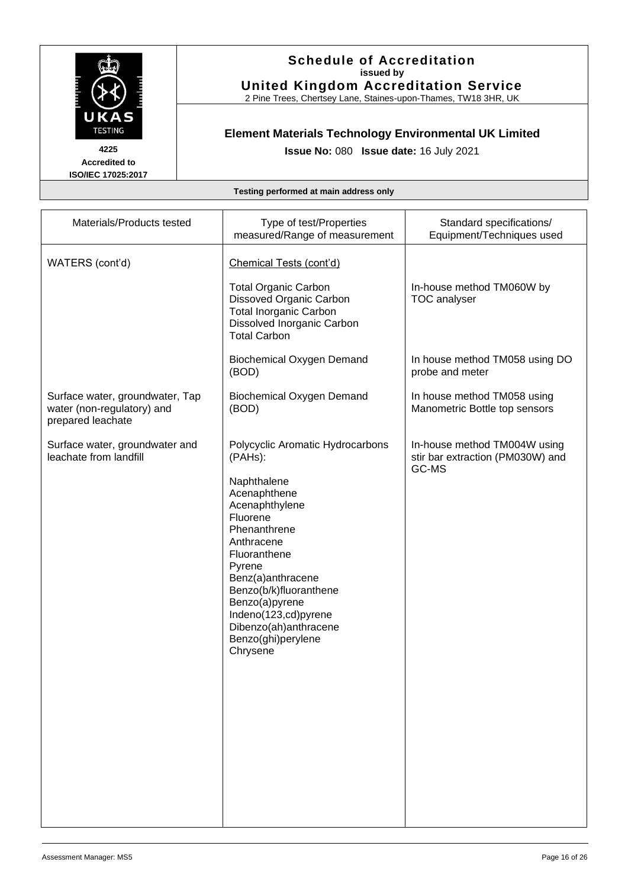# Schedule of Accreditation

**issued by**

**United Kingdom Accreditation Service**

2 Pine Trees, Chertsey Lane, Staines-upon-Thames, TW18 3HR, UK

4225

**Accredited to ISO/IEC 17025:2017**

## Element Materials Technology Environmental UK Limited

**Issue No:** 080 **Issue date:** 16 July 2021

**Testing performed at main address only**

| Materials/Products tested | Type of test/Properties measured/Range of measurement | Standard specifications/ Equipment/Techniques used |
|---|---|---|
| WATERS (cont'd) | Chemical Tests (cont'd) | |
| | Total Organic Carbon<br>Dissoved Organic Carbon<br>Total Inorganic Carbon<br>Dissolved Inorganic Carbon<br>Total Carbon | In-house method TM060W by TOC analyser |
| | Biochemical Oxygen Demand (BOD) | In house method TM058 using DO probe and meter |
| Surface water, groundwater, Tap water (non-regulatory) and prepared leachate | Biochemical Oxygen Demand (BOD) | In house method TM058 using Manometric Bottle top sensors |
| Surface water, groundwater and leachate from landfill | Polycyclic Aromatic Hydrocarbons (PAHs):<br><br>Naphthalene<br>Acenaphthene<br>Acenaphthylene<br>Fluorene<br>Phenanthrene<br>Anthracene<br>Fluoranthene<br>Pyrene<br>Benz(a)anthracene<br>Benzo(b/k)fluoranthene<br>Benzo(a)pyrene<br>Indeno(123,cd)pyrene<br>Dibenzo(ah)anthracene<br>Benzo(ghi)perylene<br>Chrysene | In-house method TM004W using stir bar extraction (PM030W) and GC-MS |

Assessment Manager: MS5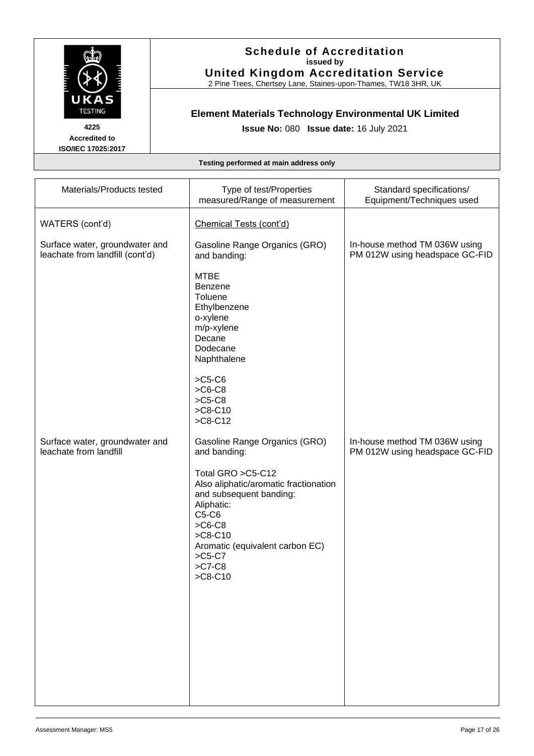**Schedule of Accreditation**
**issued by**
**United Kingdom Accreditation Service**
2 Pine Trees, Chertsey Lane, Staines-upon-Thames, TW18 3HR, UK

**4225**
**Accredited to**
**ISO/IEC 17025:2017**

**Element Materials Technology Environmental UK Limited**

**Issue No:** 080 **Issue date:** 16 July 2021

**Testing performed at main address only**

| Materials/Products tested | Type of test/Properties measured/Range of measurement | Standard specifications/ Equipment/Techniques used |
|---|---|---|
| WATERS (cont'd) | Chemical Tests (cont'd) | |
| Surface water, groundwater and leachate from landfill (cont'd) | Gasoline Range Organics (GRO) and banding:<br><br>MTBE<br>Benzene<br>Toluene<br>Ethylbenzene<br>o-xylene<br>m/p-xylene<br>Decane<br>Dodecane<br>Naphthalene<br><br>>C5-C6<br>>C6-C8<br>>C5-C8<br>>C8-C10<br>>C8-C12 | In-house method TM 036W using PM 012W using headspace GC-FID |
| Surface water, groundwater and leachate from landfill | Gasoline Range Organics (GRO) and banding:<br><br>Total GRO >C5-C12<br>Also aliphatic/aromatic fractionation and subsequent banding:<br>Aliphatic:<br>C5-C6<br>>C6-C8<br>>C8-C10<br>Aromatic (equivalent carbon EC)<br>>C5-C7<br>>C7-C8<br>>C8-C10 | In-house method TM 036W using PM 012W using headspace GC-FID |

Assessment Manager: MS5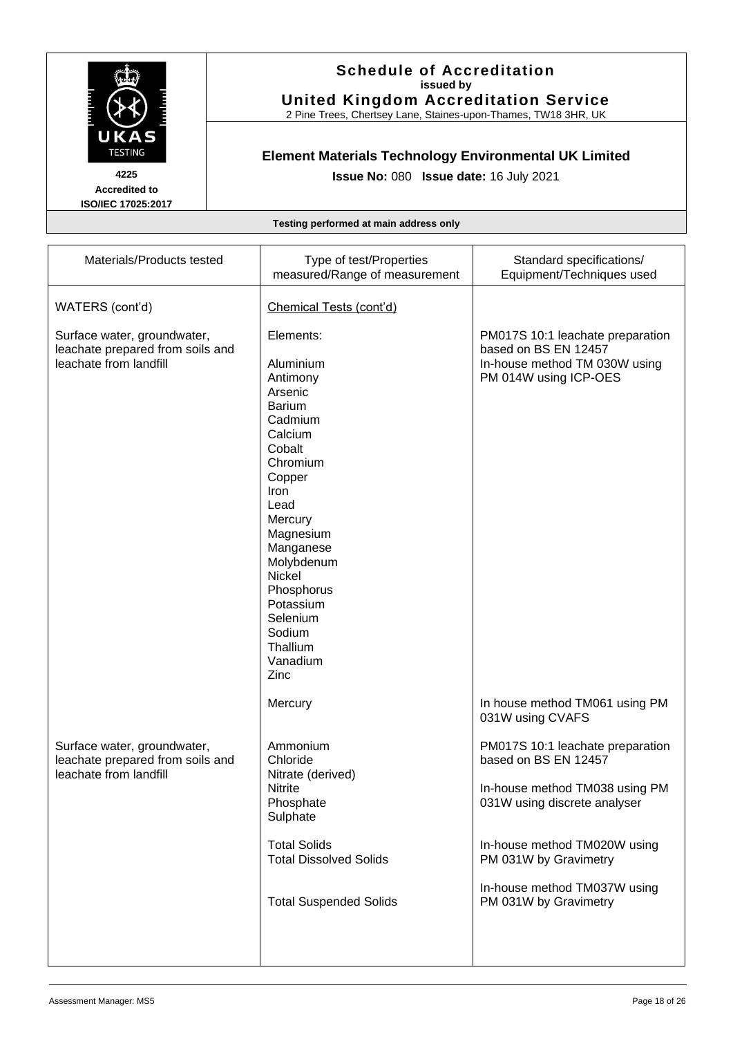# Schedule of Accreditation

**issued by**

**United Kingdom Accreditation Service**

2 Pine Trees, Chertsey Lane, Staines-upon-Thames, TW18 3HR, UK

**4225**
**Accredited to**
**ISO/IEC 17025:2017**

## Element Materials Technology Environmental UK Limited

**Issue No:** 080 **Issue date:** 16 July 2021

**Testing performed at main address only**

| Materials/Products tested | Type of test/Properties measured/Range of measurement | Standard specifications/ Equipment/Techniques used |
|---|---|---|
| WATERS (cont'd) | Chemical Tests (cont'd) | |
| Surface water, groundwater, leachate prepared from soils and leachate from landfill | Elements:<br><br>Aluminium<br>Antimony<br>Arsenic<br>Barium<br>Cadmium<br>Calcium<br>Cobalt<br>Chromium<br>Copper<br>Iron<br>Lead<br>Mercury<br>Magnesium<br>Manganese<br>Molybdenum<br>Nickel<br>Phosphorus<br>Potassium<br>Selenium<br>Sodium<br>Thallium<br>Vanadium<br>Zinc | PM017S 10:1 leachate preparation based on BS EN 12457<br>In-house method TM 030W using PM 014W using ICP-OES |
| | Mercury | In house method TM061 using PM 031W using CVAFS |
| Surface water, groundwater, leachate prepared from soils and leachate from landfill | Ammonium<br>Chloride<br>Nitrate (derived)<br>Nitrite<br>Phosphate<br>Sulphate | PM017S 10:1 leachate preparation based on BS EN 12457<br><br>In-house method TM038 using PM 031W using discrete analyser |
| | Total Solids<br>Total Dissolved Solids | In-house method TM020W using PM 031W by Gravimetry |
| | Total Suspended Solids | In-house method TM037W using PM 031W by Gravimetry |

Assessment Manager: MS5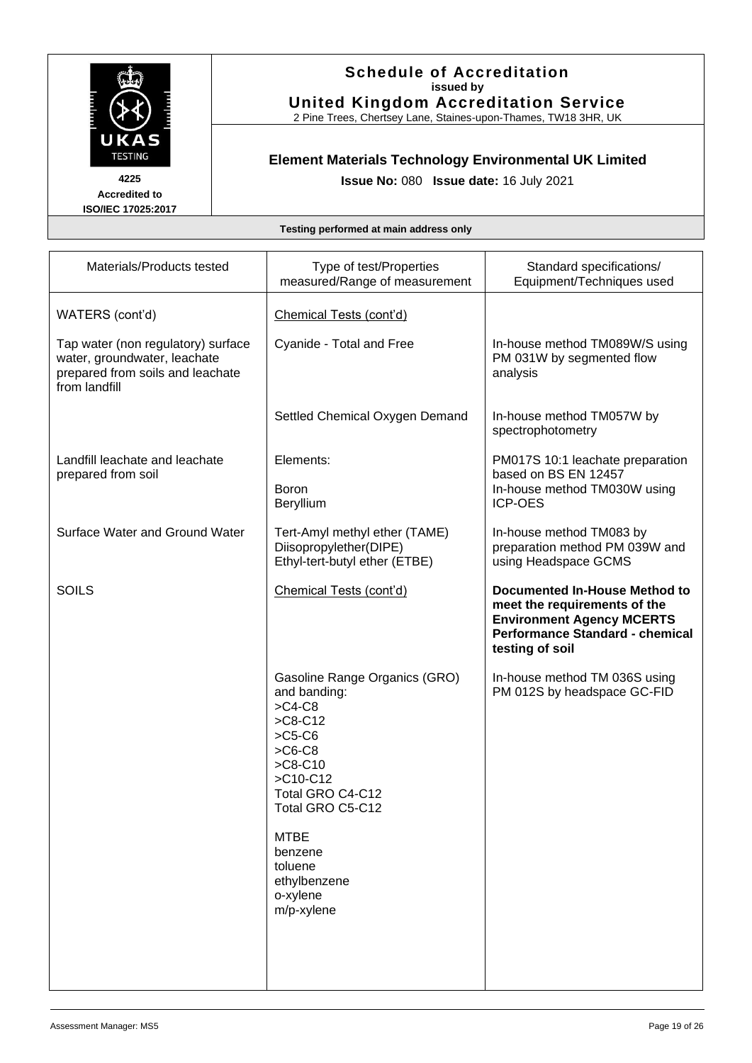# Schedule of Accreditation

**issued by**

**United Kingdom Accreditation Service**

2 Pine Trees, Chertsey Lane, Staines-upon-Thames, TW18 3HR, UK

4225
Accredited to
ISO/IEC 17025:2017

## Element Materials Technology Environmental UK Limited

**Issue No:** 080 **Issue date:** 16 July 2021

**Testing performed at main address only**

| Materials/Products tested | Type of test/Properties measured/Range of measurement | Standard specifications/ Equipment/Techniques used |
|---|---|---|
| WATERS (cont'd) | Chemical Tests (cont'd) | |
| Tap water (non regulatory) surface water, groundwater, leachate prepared from soils and leachate from landfill | Cyanide - Total and Free | In-house method TM089W/S using PM 031W by segmented flow analysis |
| | Settled Chemical Oxygen Demand | In-house method TM057W by spectrophotometry |
| Landfill leachate and leachate prepared from soil | Elements:<br><br>Boron<br>Beryllium | PM017S 10:1 leachate preparation based on BS EN 12457<br>In-house method TM030W using ICP-OES |
| Surface Water and Ground Water | Tert-Amyl methyl ether (TAME)<br>Diisopropylether(DIPE)<br>Ethyl-tert-butyl ether (ETBE) | In-house method TM083 by preparation method PM 039W and using Headspace GCMS |
| SOILS | Chemical Tests (cont'd) | **Documented In-House Method to meet the requirements of the Environment Agency MCERTS Performance Standard - chemical testing of soil** |
| | Gasoline Range Organics (GRO) and banding:<br>>C4-C8<br>>C8-C12<br>>C5-C6<br>>C6-C8<br>>C8-C10<br>>C10-C12<br>Total GRO C4-C12<br>Total GRO C5-C12<br><br>MTBE<br>benzene<br>toluene<br>ethylbenzene<br>o-xylene<br>m/p-xylene | In-house method TM 036S using PM 012S by headspace GC-FID |

Assessment Manager: MS5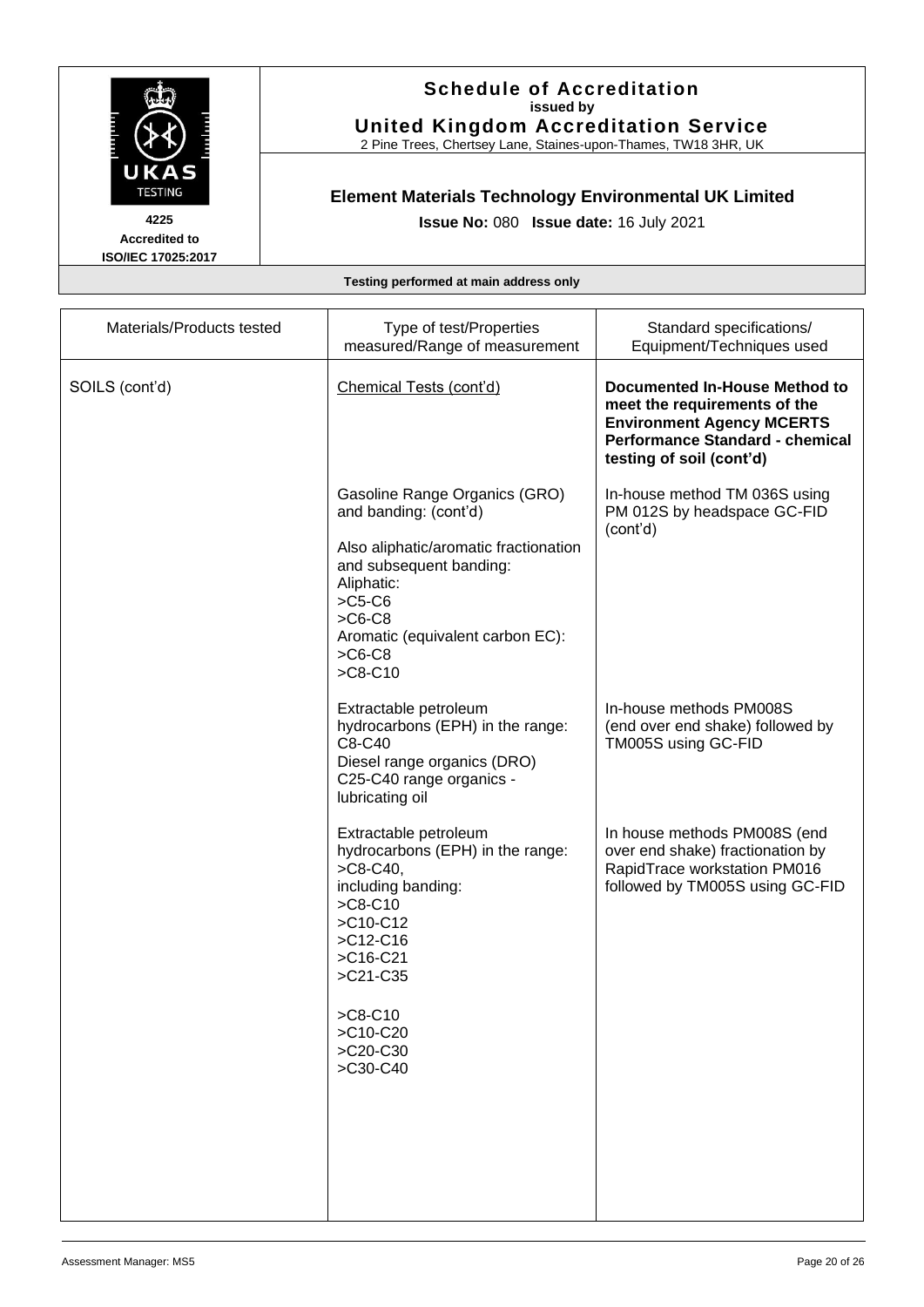# Schedule of Accreditation
**issued by**
**United Kingdom Accreditation Service**
2 Pine Trees, Chertsey Lane, Staines-upon-Thames, TW18 3HR, UK

**4225**
**Accredited to ISO/IEC 17025:2017**

## Element Materials Technology Environmental UK Limited

**Issue No:** 080 **Issue date:** 16 July 2021

**Testing performed at main address only**

| Materials/Products tested | Type of test/Properties measured/Range of measurement | Standard specifications/ Equipment/Techniques used |
|---|---|---|
| SOILS (cont'd) | Chemical Tests (cont'd) | **Documented In-House Method to meet the requirements of the Environment Agency MCERTS Performance Standard - chemical testing of soil (cont'd)** |
| | Gasoline Range Organics (GRO) and banding: (cont'd)<br><br>Also aliphatic/aromatic fractionation and subsequent banding:<br>Aliphatic:<br>>C5-C6<br>>C6-C8<br>Aromatic (equivalent carbon EC):<br>>C6-C8<br>>C8-C10 | In-house method TM 036S using PM 012S by headspace GC-FID (cont'd) |
| | Extractable petroleum hydrocarbons (EPH) in the range:<br>C8-C40<br>Diesel range organics (DRO)<br>C25-C40 range organics - lubricating oil | In-house methods PM008S (end over end shake) followed by TM005S using GC-FID |
| | Extractable petroleum hydrocarbons (EPH) in the range:<br>>C8-C40,<br>including banding:<br>>C8-C10<br>>C10-C12<br>>C12-C16<br>>C16-C21<br>>C21-C35<br><br>>C8-C10<br>>C10-C20<br>>C20-C30<br>>C30-C40 | In house methods PM008S (end over end shake) fractionation by RapidTrace workstation PM016 followed by TM005S using GC-FID |

Assessment Manager: MS5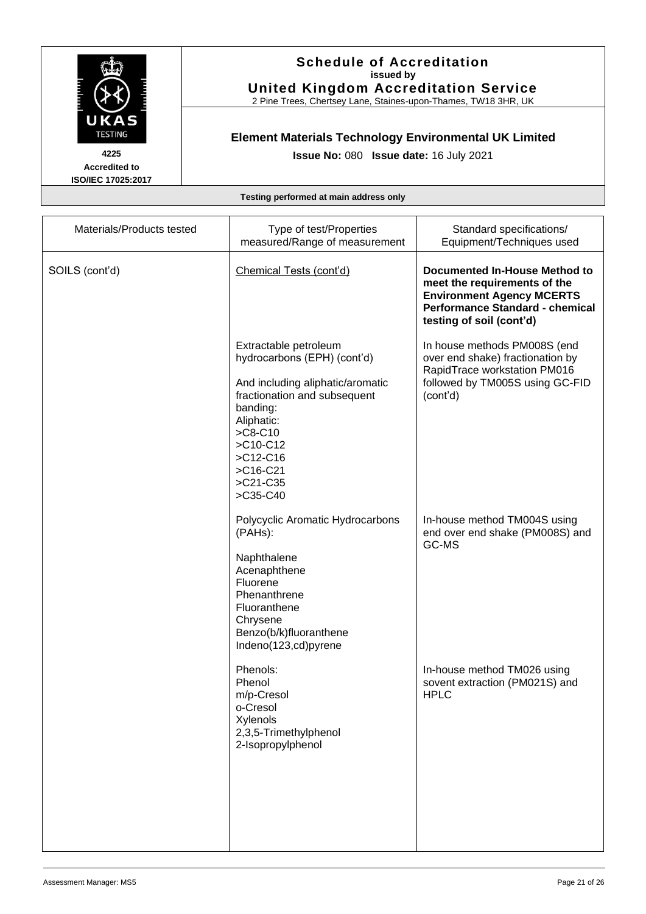# Schedule of Accreditation
issued by
**United Kingdom Accreditation Service**
2 Pine Trees, Chertsey Lane, Staines-upon-Thames, TW18 3HR, UK

4225
Accredited to
ISO/IEC 17025:2017

## Element Materials Technology Environmental UK Limited

**Issue No:** 080 **Issue date:** 16 July 2021

**Testing performed at main address only**

| Materials/Products tested | Type of test/Properties measured/Range of measurement | Standard specifications/ Equipment/Techniques used |
|---|---|---|
| SOILS (cont'd) | Chemical Tests (cont'd) | **Documented In-House Method to meet the requirements of the Environment Agency MCERTS Performance Standard - chemical testing of soil (cont'd)** |
| | Extractable petroleum hydrocarbons (EPH) (cont'd)<br><br>And including aliphatic/aromatic fractionation and subsequent banding:<br>Aliphatic:<br>>C8-C10<br>>C10-C12<br>>C12-C16<br>>C16-C21<br>>C21-C35<br>>C35-C40 | In house methods PM008S (end over end shake) fractionation by RapidTrace workstation PM016 followed by TM005S using GC-FID (cont'd) |
| | Polycyclic Aromatic Hydrocarbons (PAHs):<br><br>Naphthalene<br>Acenaphthene<br>Fluorene<br>Phenanthrene<br>Fluoranthene<br>Chrysene<br>Benzo(b/k)fluoranthene<br>Indeno(123,cd)pyrene | In-house method TM004S using end over end shake (PM008S) and GC-MS |
| | Phenols:<br>Phenol<br>m/p-Cresol<br>o-Cresol<br>Xylenols<br>2,3,5-Trimethylphenol<br>2-Isopropylphenol | In-house method TM026 using sovent extraction (PM021S) and HPLC |

Assessment Manager: MS5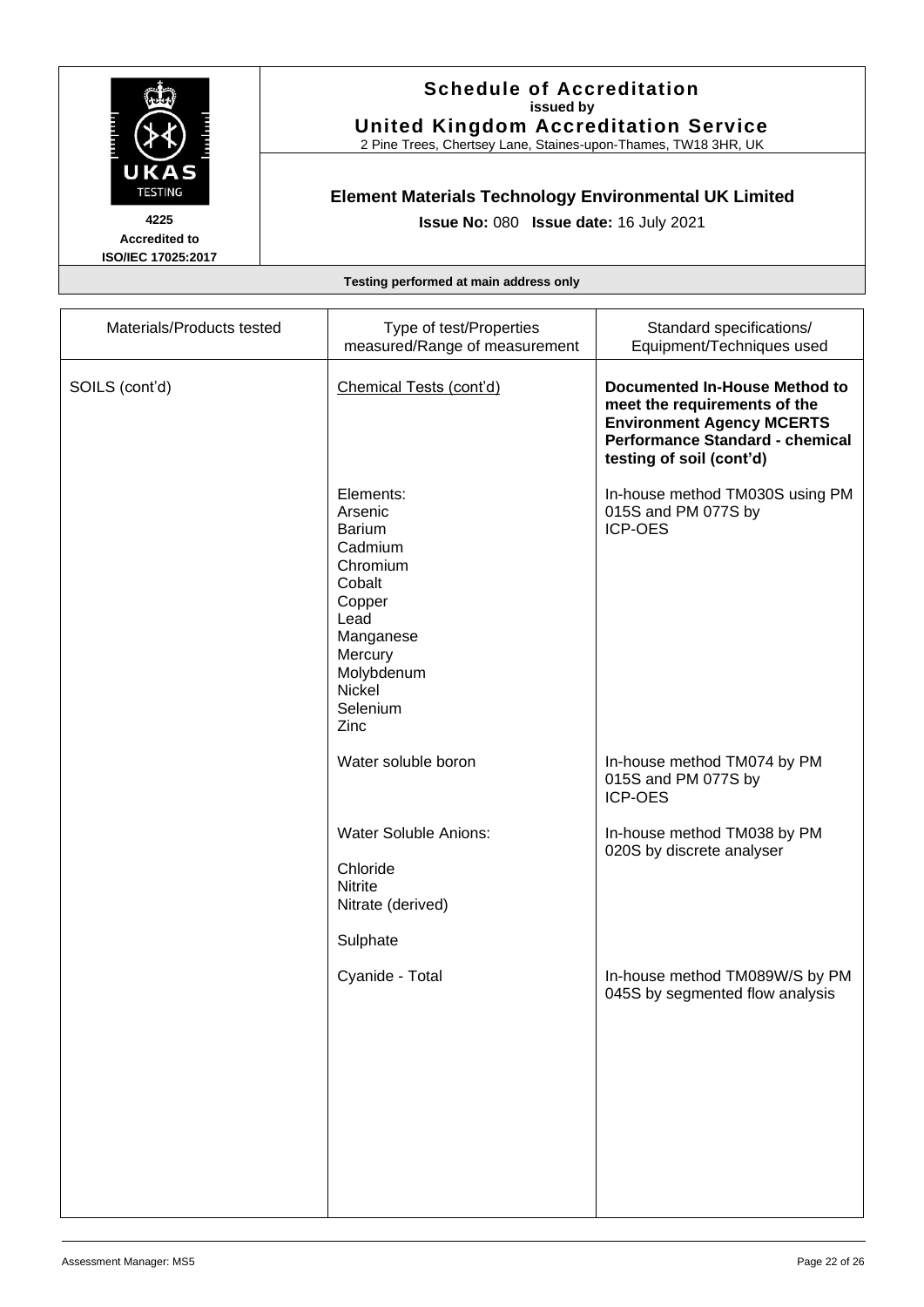# Schedule of Accreditation

issued by

**United Kingdom Accreditation Service**

2 Pine Trees, Chertsey Lane, Staines-upon-Thames, TW18 3HR, UK

4225
Accredited to
ISO/IEC 17025:2017

## Element Materials Technology Environmental UK Limited

**Issue No:** 080 **Issue date:** 16 July 2021

**Testing performed at main address only**

| Materials/Products tested | Type of test/Properties measured/Range of measurement | Standard specifications/ Equipment/Techniques used |
|---|---|---|
| SOILS (cont'd) | Chemical Tests (cont'd) | **Documented In-House Method to meet the requirements of the Environment Agency MCERTS Performance Standard - chemical testing of soil (cont'd)** |
| | Elements:<br>Arsenic<br>Barium<br>Cadmium<br>Chromium<br>Cobalt<br>Copper<br>Lead<br>Manganese<br>Mercury<br>Molybdenum<br>Nickel<br>Selenium<br>Zinc | In-house method TM030S using PM 015S and PM 077S by ICP-OES |
| | Water soluble boron | In-house method TM074 by PM 015S and PM 077S by ICP-OES |
| | Water Soluble Anions:<br>Chloride<br>Nitrite<br>Nitrate (derived)<br>Sulphate | In-house method TM038 by PM 020S by discrete analyser |
| | Cyanide - Total | In-house method TM089W/S by PM 045S by segmented flow analysis |

Assessment Manager: MS5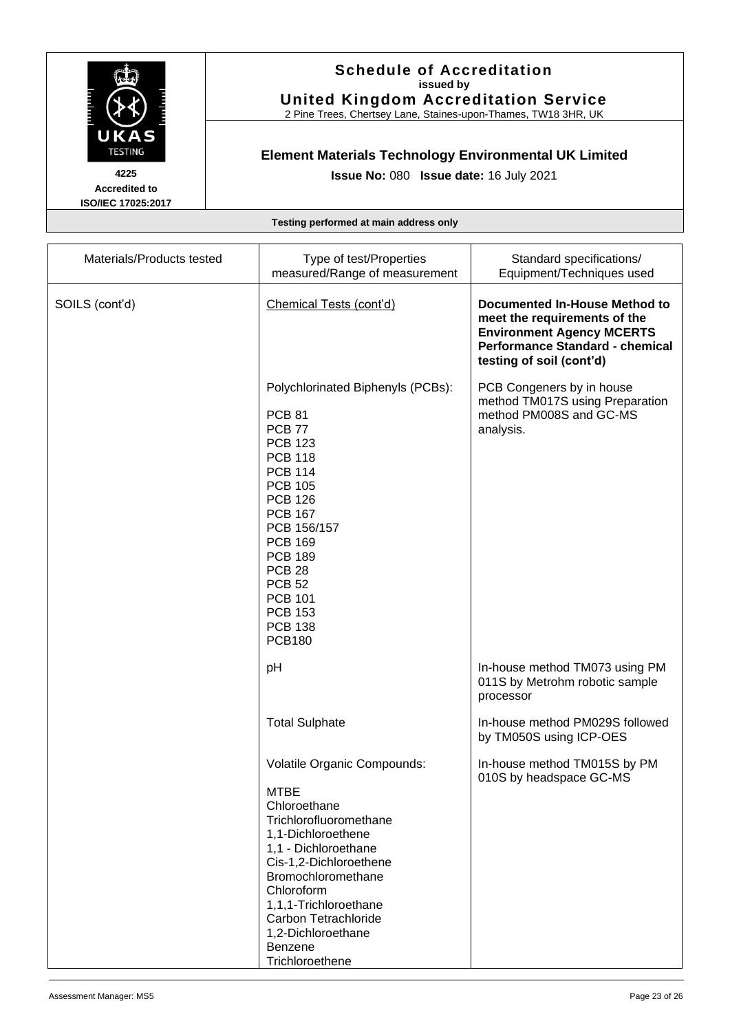**Schedule of Accreditation**
**issued by**
**United Kingdom Accreditation Service**
2 Pine Trees, Chertsey Lane, Staines-upon-Thames, TW18 3HR, UK

UKAS TESTING
4225
Accredited to
ISO/IEC 17025:2017

**Element Materials Technology Environmental UK Limited**

**Issue No:** 080 **Issue date:** 16 July 2021

**Testing performed at main address only**

| Materials/Products tested | Type of test/Properties measured/Range of measurement | Standard specifications/ Equipment/Techniques used |
|---|---|---|
| SOILS (cont'd) | Chemical Tests (cont'd) | **Documented In-House Method to meet the requirements of the Environment Agency MCERTS Performance Standard - chemical testing of soil (cont'd)** |
| | Polychlorinated Biphenyls (PCBs):<br><br>PCB 81<br>PCB 77<br>PCB 123<br>PCB 118<br>PCB 114<br>PCB 105<br>PCB 126<br>PCB 167<br>PCB 156/157<br>PCB 169<br>PCB 189<br>PCB 28<br>PCB 52<br>PCB 101<br>PCB 153<br>PCB 138<br>PCB180 | PCB Congeners by in house method TM017S using Preparation method PM008S and GC-MS analysis. |
| | pH | In-house method TM073 using PM 011S by Metrohm robotic sample processor |
| | Total Sulphate | In-house method PM029S followed by TM050S using ICP-OES |
| | Volatile Organic Compounds:<br><br>MTBE<br>Chloroethane<br>Trichlorofluoromethane<br>1,1-Dichloroethene<br>1,1 - Dichloroethane<br>Cis-1,2-Dichloroethene<br>Bromochloromethane<br>Chloroform<br>1,1,1-Trichloroethane<br>Carbon Tetrachloride<br>1,2-Dichloroethane<br>Benzene<br>Trichloroethene | In-house method TM015S by PM 010S by headspace GC-MS |

Assessment Manager: MS5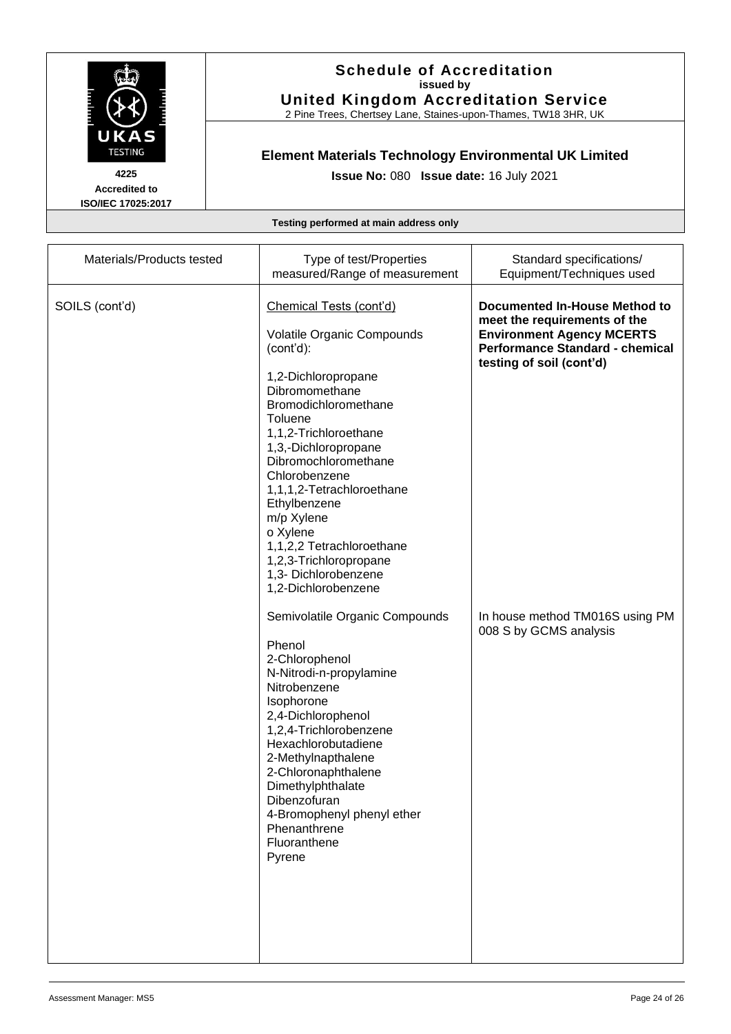**4225**
**Accredited to**
**ISO/IEC 17025:2017**

**Schedule of Accreditation**
**issued by**
**United Kingdom Accreditation Service**
2 Pine Trees, Chertsey Lane, Staines-upon-Thames, TW18 3HR, UK

**Element Materials Technology Environmental UK Limited**

**Issue No:** 080 **Issue date:** 16 July 2021

**Testing performed at main address only**

| Materials/Products tested | Type of test/Properties measured/Range of measurement | Standard specifications/ Equipment/Techniques used |
|---|---|---|
| SOILS (cont'd) | Chemical Tests (cont'd)<br><br>Volatile Organic Compounds (cont'd):<br><br>1,2-Dichloropropane<br>Dibromomethane<br>Bromodichloromethane<br>Toluene<br>1,1,2-Trichloroethane<br>1,3,-Dichloropropane<br>Dibromochloromethane<br>Chlorobenzene<br>1,1,1,2-Tetrachloroethane<br>Ethylbenzene<br>m/p Xylene<br>o Xylene<br>1,1,2,2 Tetrachloroethane<br>1,2,3-Trichloropropane<br>1,3- Dichlorobenzene<br>1,2-Dichlorobenzene | **Documented In-House Method to meet the requirements of the Environment Agency MCERTS Performance Standard - chemical testing of soil (cont'd)** |
| | Semivolatile Organic Compounds<br><br>Phenol<br>2-Chlorophenol<br>N-Nitrodi-n-propylamine<br>Nitrobenzene<br>Isophorone<br>2,4-Dichlorophenol<br>1,2,4-Trichlorobenzene<br>Hexachlorobutadiene<br>2-Methylnapthalene<br>2-Chloronaphthalene<br>Dimethylphthalate<br>Dibenzofuran<br>4-Bromophenyl phenyl ether<br>Phenanthrene<br>Fluoranthene<br>Pyrene | In house method TM016S using PM 008 S by GCMS analysis |

Assessment Manager: MS5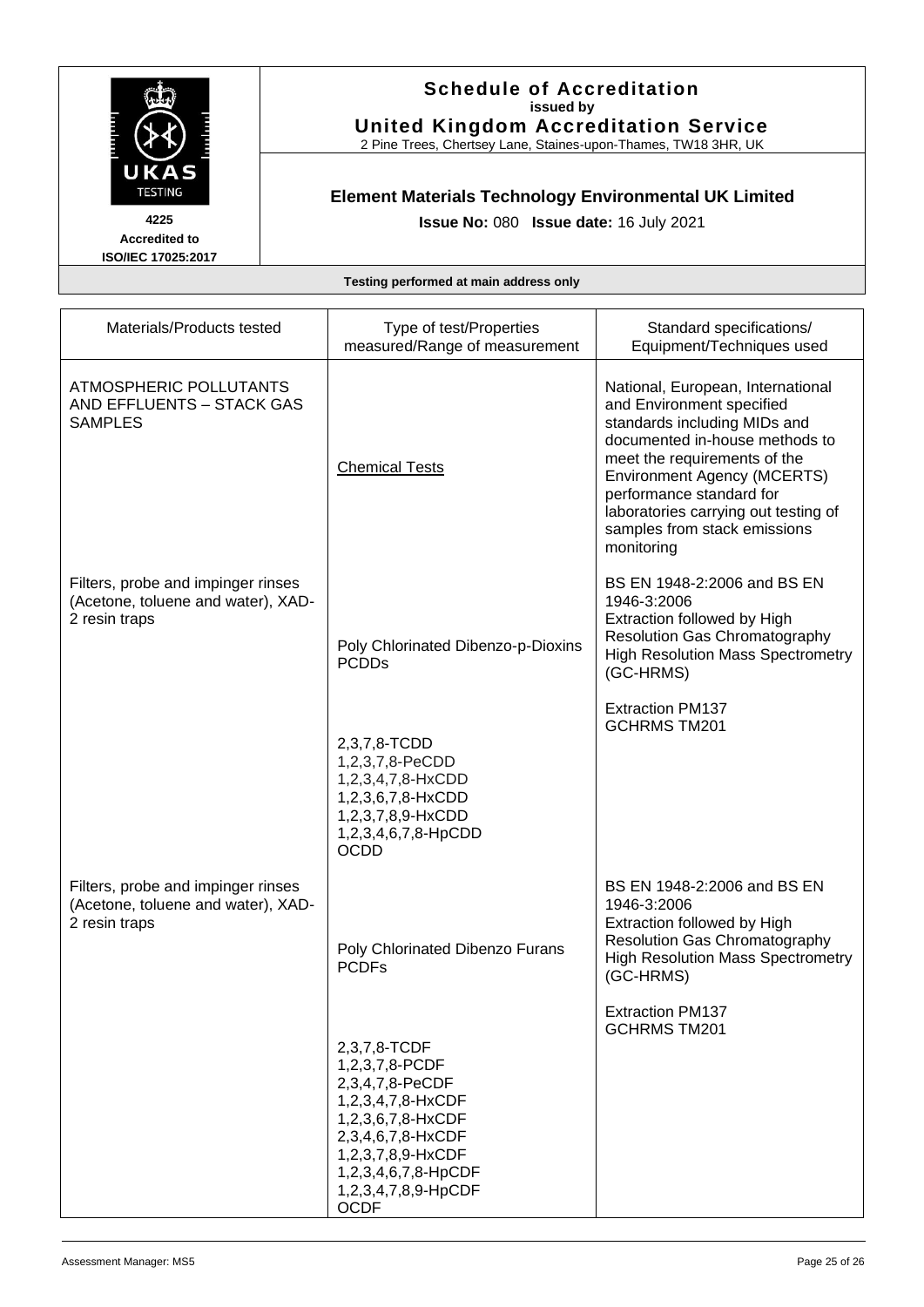**Schedule of Accreditation**
**issued by**
**United Kingdom Accreditation Service**
2 Pine Trees, Chertsey Lane, Staines-upon-Thames, TW18 3HR, UK

UKAS TESTING
**4225**
**Accredited to ISO/IEC 17025:2017**

## Element Materials Technology Environmental UK Limited

**Issue No:** 080 **Issue date:** 16 July 2021

**Testing performed at main address only**

| Materials/Products tested | Type of test/Properties measured/Range of measurement | Standard specifications/ Equipment/Techniques used |
|---|---|---|
| ATMOSPHERIC POLLUTANTS AND EFFLUENTS – STACK GAS SAMPLES | Chemical Tests | National, European, International and Environment specified standards including MIDs and documented in-house methods to meet the requirements of the Environment Agency (MCERTS) performance standard for laboratories carrying out testing of samples from stack emissions monitoring |
| Filters, probe and impinger rinses (Acetone, toluene and water), XAD-2 resin traps | Poly Chlorinated Dibenzo-p-Dioxins PCDDs<br><br>2,3,7,8-TCDD<br>1,2,3,7,8-PeCDD<br>1,2,3,4,7,8-HxCDD<br>1,2,3,6,7,8-HxCDD<br>1,2,3,7,8,9-HxCDD<br>1,2,3,4,6,7,8-HpCDD<br>OCDD | BS EN 1948-2:2006 and BS EN 1946-3:2006<br>Extraction followed by High Resolution Gas Chromatography High Resolution Mass Spectrometry (GC-HRMS)<br><br>Extraction PM137<br>GCHRMS TM201 |
| Filters, probe and impinger rinses (Acetone, toluene and water), XAD-2 resin traps | Poly Chlorinated Dibenzo Furans PCDFs<br><br>2,3,7,8-TCDF<br>1,2,3,7,8-PCDF<br>2,3,4,7,8-PeCDF<br>1,2,3,4,7,8-HxCDF<br>1,2,3,6,7,8-HxCDF<br>2,3,4,6,7,8-HxCDF<br>1,2,3,7,8,9-HxCDF<br>1,2,3,4,6,7,8-HpCDF<br>1,2,3,4,7,8,9-HpCDF<br>OCDF | BS EN 1948-2:2006 and BS EN 1946-3:2006<br>Extraction followed by High Resolution Gas Chromatography High Resolution Mass Spectrometry (GC-HRMS)<br><br>Extraction PM137<br>GCHRMS TM201 |

Assessment Manager: MS5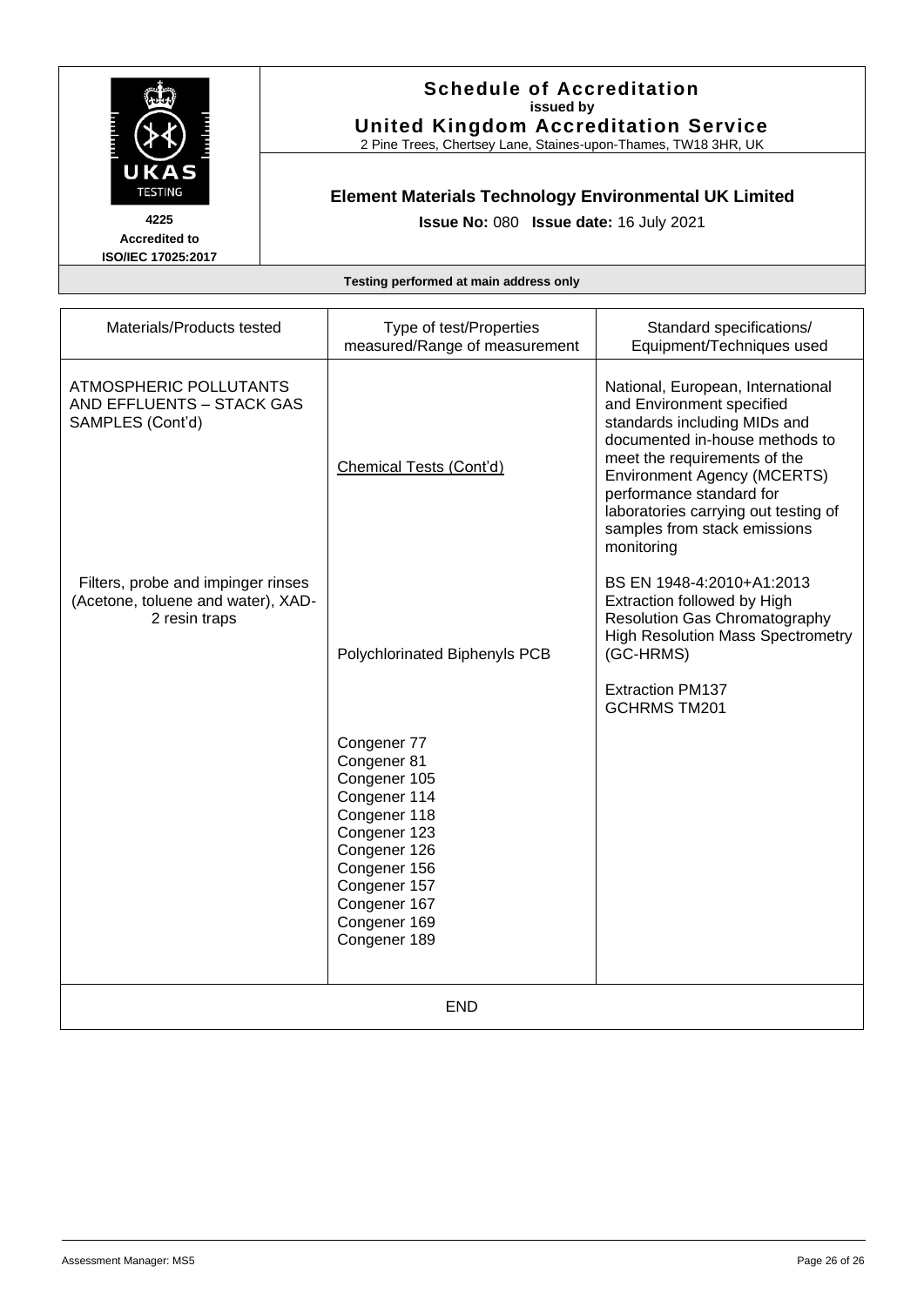**Schedule of Accreditation**
**issued by**
**United Kingdom Accreditation Service**
2 Pine Trees, Chertsey Lane, Staines-upon-Thames, TW18 3HR, UK

UKAS TESTING
**4225**
**Accredited to**
**ISO/IEC 17025:2017**

**Element Materials Technology Environmental UK Limited**

**Issue No:** 080 **Issue date:** 16 July 2021

**Testing performed at main address only**

| Materials/Products tested | Type of test/Properties measured/Range of measurement | Standard specifications/ Equipment/Techniques used |
|---|---|---|
| ATMOSPHERIC POLLUTANTS AND EFFLUENTS – STACK GAS SAMPLES (Cont'd) | Chemical Tests (Cont'd) | National, European, International and Environment specified standards including MIDs and documented in-house methods to meet the requirements of the Environment Agency (MCERTS) performance standard for laboratories carrying out testing of samples from stack emissions monitoring |
| Filters, probe and impinger rinses (Acetone, toluene and water), XAD-2 resin traps | Polychlorinated Biphenyls PCB | BS EN 1948-4:2010+A1:2013 Extraction followed by High Resolution Gas Chromatography High Resolution Mass Spectrometry (GC-HRMS)<br><br>Extraction PM137<br>GCHRMS TM201 |
| | Congener 77<br>Congener 81<br>Congener 105<br>Congener 114<br>Congener 118<br>Congener 123<br>Congener 126<br>Congener 156<br>Congener 157<br>Congener 167<br>Congener 169<br>Congener 189 | |

END

Assessment Manager: MS5